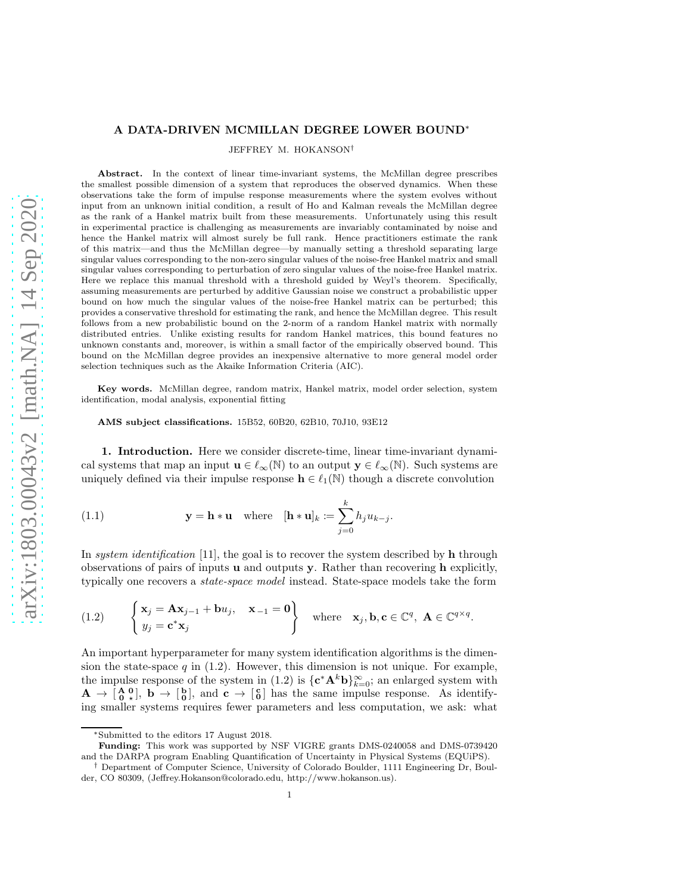# A DATA-DRIVEN MCMILLAN DEGREE LOWER BOUND*

JEFFREY M. HOKANSON†

**Abstract.** In the context of linear time-invariant systems, the McMillan degree prescribes the smallest possible dimension of a system that reproduces the observed dynamics. When these observations take the form of impulse response measurements where the system evolves without input from an unknown initial condition, a result of Ho and Kalman reveals the McMillan degree as the rank of a Hankel matrix built from these measurements. Unfortunately using this result in experimental practice is challenging as measurements are invariably contaminated by noise and hence the Hankel matrix will almost surely be full rank. Hence practitioners estimate the rank of this matrix—and thus the McMillan degree—by manually setting a threshold separating large singular values corresponding to the non-zero singular values of the noise-free Hankel matrix and small singular values corresponding to perturbation of zero singular values of the noise-free Hankel matrix. Here we replace this manual threshold with a threshold guided by Weyl's theorem. Specifically, assuming measurements are perturbed by additive Gaussian noise we construct a probabilistic upper bound on how much the singular values of the noise-free Hankel matrix can be perturbed; this provides a conservative threshold for estimating the rank, and hence the McMillan degree. This result follows from a new probabilistic bound on the 2-norm of a random Hankel matrix with normally distributed entries. Unlike existing results for random Hankel matrices, this bound features no unknown constants and, moreover, is within a small factor of the empirically observed bound. This bound on the McMillan degree provides an inexpensive alternative to more general model order selection techniques such as the Akaike Information Criteria (AIC).

**Key words.** McMillan degree, random matrix, Hankel matrix, model order selection, system identification, modal analysis, exponential fitting

**AMS subject classifications.** 15B52, 60B20, 62B10, 70J10, 93E12

## 1. Introduction.

Here we consider discrete-time, linear time-invariant dynamical systems that map an input $\mathbf{u} \in \ell_\infty(\mathbb{N})$ to an output $\mathbf{y} \in \ell_\infty(\mathbb{N})$. Such systems are uniquely defined via their impulse response $\mathbf{h} \in \ell_1(\mathbb{N})$ though a discrete convolution

$$\mathbf{y} = \mathbf{h} * \mathbf{u} \quad \text{where} \quad [\mathbf{h} * \mathbf{u}]_k := \sum_{j=0}^{k} h_j u_{k-j}. \tag{1.1}$$

In *system identification* [11], the goal is to recover the system described by $\mathbf{h}$ through observations of pairs of inputs $\mathbf{u}$ and outputs $\mathbf{y}$. Rather than recovering $\mathbf{h}$ explicitly, typically one recovers a *state-space model* instead. State-space models take the form

$$\left\{ \begin{array}{l} \mathbf{x}_j = \mathbf{A}\mathbf{x}_{j-1} + \mathbf{b}u_j, \quad \mathbf{x}_{-1} = \mathbf{0} \\ y_j = \mathbf{c}^* \mathbf{x}_j \end{array} \right\} \quad \text{where} \quad \mathbf{x}_j, \mathbf{b}, \mathbf{c} \in \mathbb{C}^q, \ \mathbf{A} \in \mathbb{C}^{q \times q}. \tag{1.2}$$

An important hyperparameter for many system identification algorithms is the dimension the state-space $q$ in (1.2). However, this dimension is not unique. For example, the impulse response of the system in (1.2) is $\{\mathbf{c}^* \mathbf{A}^k \mathbf{b}\}_{k=0}^{\infty}$; an enlarged system with $\mathbf{A} \to \left[\begin{smallmatrix} \mathbf{A} & \mathbf{0} \\ \mathbf{0} & \star \end{smallmatrix}\right]$, $\mathbf{b} \to \left[\begin{smallmatrix} \mathbf{b} \\ \mathbf{0} \end{smallmatrix}\right]$, and $\mathbf{c} \to \left[\begin{smallmatrix} \mathbf{c} \\ \mathbf{0} \end{smallmatrix}\right]$ has the same impulse response. As identifying smaller systems requires fewer parameters and less computation, we ask: what

---

*Submitted to the editors 17 August 2018.

**Funding:** This work was supported by NSF VIGRE grants DMS-0240058 and DMS-0739420 and the DARPA program Enabling Quantification of Uncertainty in Physical Systems (EQUiPS).

† Department of Computer Science, University of Colorado Boulder, 1111 Engineering Dr, Boulder, CO 80309, (Jeffrey.Hokanson@colorado.edu, http://www.hokanson.us).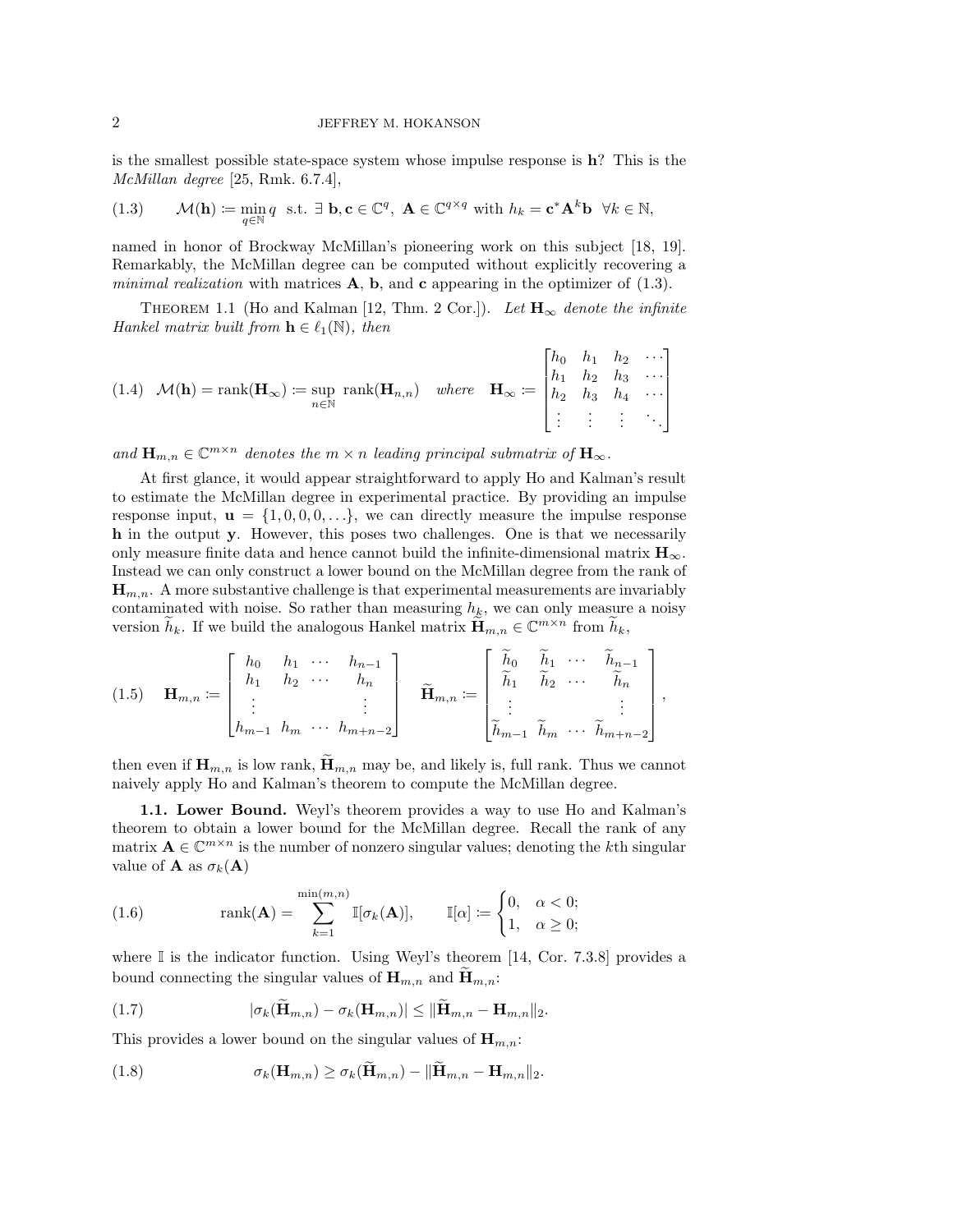is the smallest possible state-space system whose impulse response is $\mathbf{h}$? This is the *McMillan degree* [25, Rmk. 6.7.4],

$$\mathcal{M}(\mathbf{h}) \coloneqq \min_{q\in\mathbb{N}} q \ \text{ s.t. } \exists\ \mathbf{b}, \mathbf{c} \in \mathbb{C}^q,\ \mathbf{A} \in \mathbb{C}^{q\times q} \text{ with } h_k = \mathbf{c}^*\mathbf{A}^k\mathbf{b} \ \ \forall k \in \mathbb{N}, \tag{1.3}$$

named in honor of Brockway McMillan's pioneering work on this subject [18, 19]. Remarkably, the McMillan degree can be computed without explicitly recovering a *minimal realization* with matrices $\mathbf{A}$, $\mathbf{b}$, and $\mathbf{c}$ appearing in the optimizer of (1.3).

THEOREM 1.1 (Ho and Kalman [12, Thm. 2 Cor.]). *Let $\mathbf{H}_\infty$ denote the infinite Hankel matrix built from $\mathbf{h} \in \ell_1(\mathbb{N})$, then*

$$\mathcal{M}(\mathbf{h}) = \operatorname{rank}(\mathbf{H}_\infty) \coloneqq \sup_{n\in\mathbb{N}} \operatorname{rank}(\mathbf{H}_{n,n}) \quad \textit{where} \quad \mathbf{H}_\infty \coloneqq \begin{bmatrix} h_0 & h_1 & h_2 & \cdots \\ h_1 & h_2 & h_3 & \cdots \\ h_2 & h_3 & h_4 & \cdots \\ \vdots & \vdots & \vdots & \ddots \end{bmatrix} \tag{1.4}$$

*and $\mathbf{H}_{m,n} \in \mathbb{C}^{m\times n}$ denotes the $m \times n$ leading principal submatrix of $\mathbf{H}_\infty$.*

At first glance, it would appear straightforward to apply Ho and Kalman's result to estimate the McMillan degree in experimental practice. By providing an impulse response input, $\mathbf{u} = \{1, 0, 0, 0, \ldots\}$, we can directly measure the impulse response $\mathbf{h}$ in the output $\mathbf{y}$. However, this poses two challenges. One is that we necessarily only measure finite data and hence cannot build the infinite-dimensional matrix $\mathbf{H}_\infty$. Instead we can only construct a lower bound on the McMillan degree from the rank of $\mathbf{H}_{m,n}$. A more substantive challenge is that experimental measurements are invariably contaminated with noise. So rather than measuring $h_k$, we can only measure a noisy version $\widetilde{h}_k$. If we build the analogous Hankel matrix $\widetilde{\mathbf{H}}_{m,n} \in \mathbb{C}^{m\times n}$ from $\widetilde{h}_k$,

$$\mathbf{H}_{m,n} \coloneqq \begin{bmatrix} h_0 & h_1 & \cdots & h_{n-1} \\ h_1 & h_2 & \cdots & h_n \\ \vdots & & & \vdots \\ h_{m-1} & h_m & \cdots & h_{m+n-2} \end{bmatrix} \quad \widetilde{\mathbf{H}}_{m,n} \coloneqq \begin{bmatrix} \widetilde{h}_0 & \widetilde{h}_1 & \cdots & \widetilde{h}_{n-1} \\ \widetilde{h}_1 & \widetilde{h}_2 & \cdots & \widetilde{h}_n \\ \vdots & & & \vdots \\ \widetilde{h}_{m-1} & \widetilde{h}_m & \cdots & \widetilde{h}_{m+n-2} \end{bmatrix}, \tag{1.5}$$

then even if $\mathbf{H}_{m,n}$ is low rank, $\widetilde{\mathbf{H}}_{m,n}$ may be, and likely is, full rank. Thus we cannot naively apply Ho and Kalman's theorem to compute the McMillan degree.

**1.1. Lower Bound.** Weyl's theorem provides a way to use Ho and Kalman's theorem to obtain a lower bound for the McMillan degree. Recall the rank of any matrix $\mathbf{A} \in \mathbb{C}^{m\times n}$ is the number of nonzero singular values; denoting the $k$th singular value of $\mathbf{A}$ as $\sigma_k(\mathbf{A})$

$$\operatorname{rank}(\mathbf{A}) = \sum_{k=1}^{\min(m,n)} \mathbb{I}[\sigma_k(\mathbf{A})], \qquad \mathbb{I}[\alpha] \coloneqq \begin{cases} 0, & \alpha < 0; \\ 1, & \alpha \geq 0; \end{cases} \tag{1.6}$$

where $\mathbb{I}$ is the indicator function. Using Weyl's theorem [14, Cor. 7.3.8] provides a bound connecting the singular values of $\mathbf{H}_{m,n}$ and $\widetilde{\mathbf{H}}_{m,n}$:

$$|\sigma_k(\widetilde{\mathbf{H}}_{m,n}) - \sigma_k(\mathbf{H}_{m,n})| \leq \|\widetilde{\mathbf{H}}_{m,n} - \mathbf{H}_{m,n}\|_2. \tag{1.7}$$

This provides a lower bound on the singular values of $\mathbf{H}_{m,n}$:

$$\sigma_k(\mathbf{H}_{m,n}) \geq \sigma_k(\widetilde{\mathbf{H}}_{m,n}) - \|\widetilde{\mathbf{H}}_{m,n} - \mathbf{H}_{m,n}\|_2. \tag{1.8}$$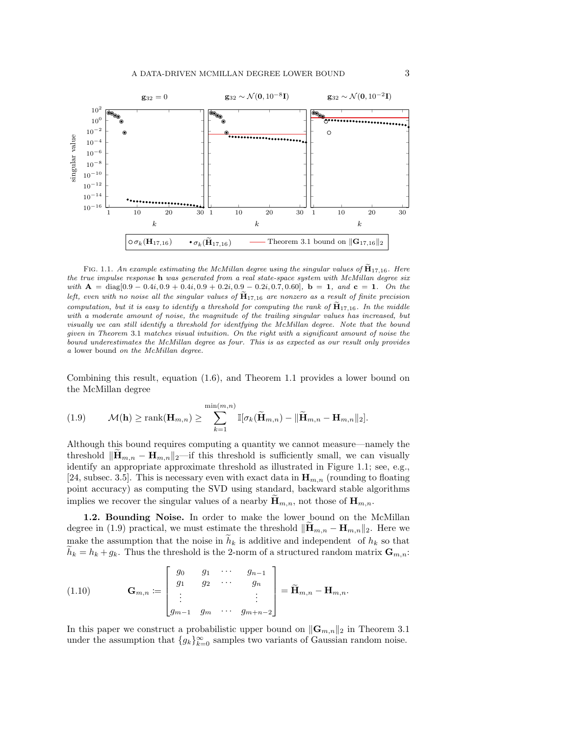FIG. 1.1. *An example estimating the McMillan degree using the singular values of $\widetilde{\mathbf{H}}_{17,16}$. Here the true impulse response* $\mathbf{h}$ *was generated from a real state-space system with McMillan degree six with* $\mathbf{A} = \text{diag}[0.9 - 0.4i, 0.9 + 0.4i, 0.9 + 0.2i, 0.9 - 0.2i, 0.7, 0.60]$, $\mathbf{b} = \mathbf{1}$, *and* $\mathbf{c} = \mathbf{1}$. *On the left, even with no noise all the singular values of* $\widetilde{\mathbf{H}}_{17,16}$ *are nonzero as a result of finite precision computation, but it is easy to identify a threshold for computing the rank of* $\widetilde{\mathbf{H}}_{17,16}$. *In the middle with a moderate amount of noise, the magnitude of the trailing singular values has increased, but visually we can still identify a threshold for identfying the McMillan degree. Note that the bound given in Theorem* 3.1 *matches visual intuition. On the right with a significant amount of noise the bound underestimates the McMillan degree as four. This is as expected as our result only provides a* lower bound *on the McMillan degree.*

Combining this result, equation (1.6), and Theorem 1.1 provides a lower bound on the McMillan degree

$$\mathcal{M}(\mathbf{h}) \geq \text{rank}(\mathbf{H}_{m,n}) \geq \sum_{k=1}^{\min(m,n)} \mathbb{I}[\sigma_k(\widetilde{\mathbf{H}}_{m,n}) - \|\widetilde{\mathbf{H}}_{m,n} - \mathbf{H}_{m,n}\|_2]. \tag{1.9}$$

Although this bound requires computing a quantity we cannot measure—namely the threshold $\|\widetilde{\mathbf{H}}_{m,n} - \mathbf{H}_{m,n}\|_2$—if this threshold is sufficiently small, we can visually identify an appropriate approximate threshold as illustrated in Figure 1.1; see, e.g., [24, subsec. 3.5]. This is necessary even with exact data in $\mathbf{H}_{m,n}$ (rounding to floating point accuracy) as computing the SVD using standard, backward stable algorithms implies we recover the singular values of a nearby $\widetilde{\mathbf{H}}_{m,n}$, not those of $\mathbf{H}_{m,n}$.

**1.2. Bounding Noise.** In order to make the lower bound on the McMillan degree in (1.9) practical, we must estimate the threshold $\|\widetilde{\mathbf{H}}_{m,n} - \mathbf{H}_{m,n}\|_2$. Here we make the assumption that the noise in $\widetilde{h}_k$ is additive and independent of $h_k$ so that $\widetilde{h}_k = h_k + g_k$. Thus the threshold is the 2-norm of a structured random matrix $\mathbf{G}_{m,n}$:

$$\mathbf{G}_{m,n} := \begin{bmatrix} g_0 & g_1 & \cdots & g_{n-1} \\ g_1 & g_2 & \cdots & g_n \\ \vdots & & & \vdots \\ g_{m-1} & g_m & \cdots & g_{m+n-2} \end{bmatrix} = \widetilde{\mathbf{H}}_{m,n} - \mathbf{H}_{m,n}. \tag{1.10}$$

In this paper we construct a probabilistic upper bound on $\|\mathbf{G}_{m,n}\|_2$ in Theorem 3.1 under the assumption that $\{g_k\}_{k=0}^{\infty}$ samples two variants of Gaussian random noise.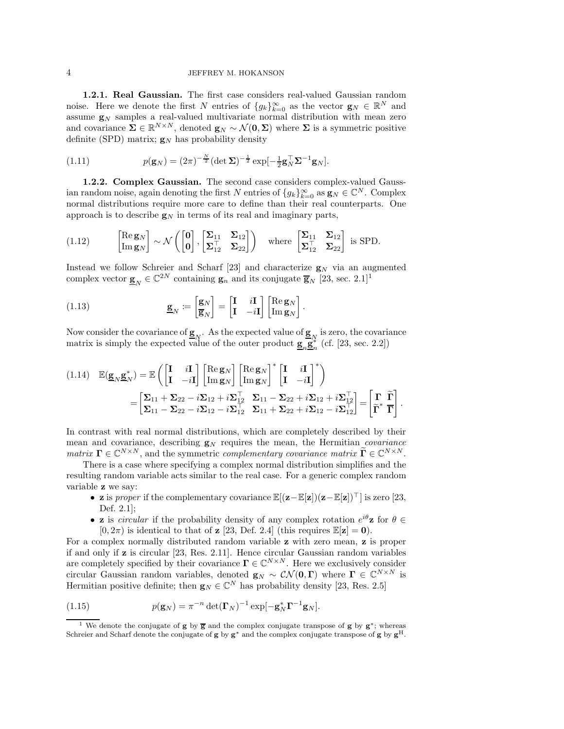### 1.2.1. Real Gaussian.

The first case considers real-valued Gaussian random noise. Here we denote the first $N$ entries of $\{g_k\}_{k=0}^\infty$ as the vector $\mathbf{g}_N \in \mathbb{R}^N$ and assume $\mathbf{g}_N$ samples a real-valued multivariate normal distribution with mean zero and covariance $\mathbf{\Sigma} \in \mathbb{R}^{N\times N}$, denoted $\mathbf{g}_N \sim \mathcal{N}(\mathbf{0}, \mathbf{\Sigma})$ where $\mathbf{\Sigma}$ is a symmetric positive definite (SPD) matrix; $\mathbf{g}_N$ has probability density

$$p(\mathbf{g}_N) = (2\pi)^{-\frac{N}{2}}(\det \mathbf{\Sigma})^{-\frac{1}{2}} \exp[-\tfrac{1}{2}\mathbf{g}_N^\top \mathbf{\Sigma}^{-1}\mathbf{g}_N]. \tag{1.11}$$

### 1.2.2. Complex Gaussian.

The second case considers complex-valued Gaussian random noise, again denoting the first $N$ entries of $\{g_k\}_{k=0}^\infty$ as $\mathbf{g}_N \in \mathbb{C}^N$. Complex normal distributions require more care to define than their real counterparts. One approach is to describe $\mathbf{g}_N$ in terms of its real and imaginary parts,

$$\begin{bmatrix} \operatorname{Re} \mathbf{g}_N \\ \operatorname{Im} \mathbf{g}_N \end{bmatrix} \sim \mathcal{N}\left( \begin{bmatrix} \mathbf{0} \\ \mathbf{0} \end{bmatrix}, \begin{bmatrix} \mathbf{\Sigma}_{11} & \mathbf{\Sigma}_{12} \\ \mathbf{\Sigma}_{12}^\top & \mathbf{\Sigma}_{22} \end{bmatrix} \right) \quad \text{where } \begin{bmatrix} \mathbf{\Sigma}_{11} & \mathbf{\Sigma}_{12} \\ \mathbf{\Sigma}_{12}^\top & \mathbf{\Sigma}_{22} \end{bmatrix} \text{ is SPD.} \tag{1.12}$$

Instead we follow Schreier and Scharf [23] and characterize $\mathbf{g}_N$ via an augmented complex vector $\underline{\mathbf{g}}_N \in \mathbb{C}^{2N}$ containing $\mathbf{g}_n$ and its conjugate $\overline{\mathbf{g}}_N$ [23, sec. 2.1][1]

$$\underline{\mathbf{g}}_N := \begin{bmatrix} \mathbf{g}_N \\ \overline{\mathbf{g}}_N \end{bmatrix} = \begin{bmatrix} \mathbf{I} & i\mathbf{I} \\ \mathbf{I} & -i\mathbf{I} \end{bmatrix} \begin{bmatrix} \operatorname{Re} \mathbf{g}_N \\ \operatorname{Im} \mathbf{g}_N \end{bmatrix}. \tag{1.13}$$

Now consider the covariance of $\underline{\mathbf{g}}_N$. As the expected value of $\underline{\mathbf{g}}_N$ is zero, the covariance matrix is simply the expected value of the outer product $\underline{\mathbf{g}}_n \underline{\mathbf{g}}_n^*$ (cf. [23, sec. 2.2])

$$\begin{aligned} \mathbb{E}(\underline{\mathbf{g}}_N \underline{\mathbf{g}}_N^*) &= \mathbb{E}\left( \begin{bmatrix} \mathbf{I} & i\mathbf{I} \\ \mathbf{I} & -i\mathbf{I} \end{bmatrix} \begin{bmatrix} \operatorname{Re} \mathbf{g}_N \\ \operatorname{Im} \mathbf{g}_N \end{bmatrix} \begin{bmatrix} \operatorname{Re} \mathbf{g}_N \\ \operatorname{Im} \mathbf{g}_N \end{bmatrix}^* \begin{bmatrix} \mathbf{I} & i\mathbf{I} \\ \mathbf{I} & -i\mathbf{I} \end{bmatrix}^* \right) \\ &= \begin{bmatrix} \mathbf{\Sigma}_{11} + \mathbf{\Sigma}_{22} - i\mathbf{\Sigma}_{12} + i\mathbf{\Sigma}_{12}^\top & \mathbf{\Sigma}_{11} - \mathbf{\Sigma}_{22} + i\mathbf{\Sigma}_{12} + i\mathbf{\Sigma}_{12}^\top \\ \mathbf{\Sigma}_{11} - \mathbf{\Sigma}_{22} - i\mathbf{\Sigma}_{12} - i\mathbf{\Sigma}_{12}^\top & \mathbf{\Sigma}_{11} + \mathbf{\Sigma}_{22} + i\mathbf{\Sigma}_{12} - i\mathbf{\Sigma}_{12}^\top \end{bmatrix} = \begin{bmatrix} \mathbf{\Gamma} & \widetilde{\mathbf{\Gamma}} \\ \widetilde{\mathbf{\Gamma}}^* & \overline{\mathbf{\Gamma}} \end{bmatrix}. \end{aligned} \tag{1.14}$$

In contrast with real normal distributions, which are completely described by their mean and covariance, describing $\mathbf{g}_N$ requires the mean, the Hermitian *covariance matrix* $\mathbf{\Gamma} \in \mathbb{C}^{N\times N}$, and the symmetric *complementary covariance matrix* $\widetilde{\mathbf{\Gamma}} \in \mathbb{C}^{N\times N}$.

There is a case where specifying a complex normal distribution simplifies and the resulting random variable acts similar to the real case. For a generic complex random variable $\mathbf{z}$ we say:

- $\mathbf{z}$ is *proper* if the complementary covariance $\mathbb{E}[(\mathbf{z}-\mathbb{E}[\mathbf{z}])(\mathbf{z}-\mathbb{E}[\mathbf{z}])^\top]$ is zero [23, Def. 2.1];
- $\mathbf{z}$ is *circular* if the probability density of any complex rotation $e^{i\theta}\mathbf{z}$ for $\theta \in [0, 2\pi)$ is identical to that of $\mathbf{z}$ [23, Def. 2.4] (this requires $\mathbb{E}[\mathbf{z}] = \mathbf{0}$).

For a complex normally distributed random variable $\mathbf{z}$ with zero mean, $\mathbf{z}$ is proper if and only if $\mathbf{z}$ is circular [23, Res. 2.11]. Hence circular Gaussian random variables are completely specified by their covariance $\mathbf{\Gamma} \in \mathbb{C}^{N\times N}$. Here we exclusively consider circular Gaussian random variables, denoted $\mathbf{g}_N \sim \mathcal{CN}(\mathbf{0}, \mathbf{\Gamma})$ where $\mathbf{\Gamma} \in \mathbb{C}^{N\times N}$ is Hermitian positive definite; then $\mathbf{g}_N \in \mathbb{C}^N$ has probability density [23, Res. 2.5]

$$p(\mathbf{g}_N) = \pi^{-n} \det(\mathbf{\Gamma}_N)^{-1} \exp[-\mathbf{g}_N^* \mathbf{\Gamma}^{-1} \mathbf{g}_N]. \tag{1.15}$$

---

[1] We denote the conjugate of $\mathbf{g}$ by $\overline{\mathbf{g}}$ and the complex conjugate transpose of $\mathbf{g}$ by $\mathbf{g}^*$; whereas Schreier and Scharf denote the conjugate of $\mathbf{g}$ by $\mathbf{g}^*$ and the complex conjugate transpose of $\mathbf{g}$ by $\mathbf{g}^{\mathrm{H}}$.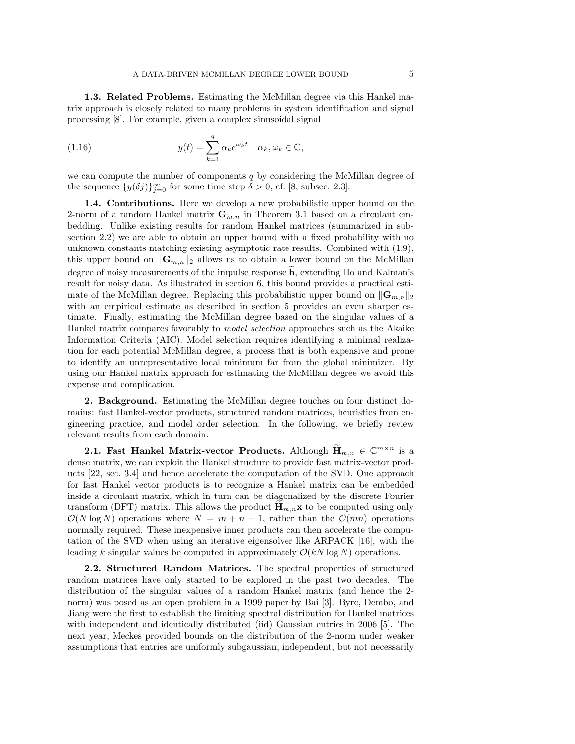**1.3. Related Problems.** Estimating the McMillan degree via this Hankel matrix approach is closely related to many problems in system identification and signal processing [8]. For example, given a complex sinusoidal signal

$$y(t) = \sum_{k=1}^{q} \alpha_k e^{\omega_k t} \quad \alpha_k, \omega_k \in \mathbb{C}, \tag{1.16}$$

we can compute the number of components $q$ by considering the McMillan degree of the sequence $\{y(\delta j)\}_{j=0}^{\infty}$ for some time step $\delta > 0$; cf. [8, subsec. 2.3].

**1.4. Contributions.** Here we develop a new probabilistic upper bound on the 2-norm of a random Hankel matrix $\mathbf{G}_{m,n}$ in Theorem 3.1 based on a circulant embedding. Unlike existing results for random Hankel matrices (summarized in subsection 2.2) we are able to obtain an upper bound with a fixed probability with no unknown constants matching existing asymptotic rate results. Combined with (1.9), this upper bound on $\|\mathbf{G}_{m,n}\|_2$ allows us to obtain a lower bound on the McMillan degree of noisy measurements of the impulse response $\widetilde{\mathbf{h}}$, extending Ho and Kalman's result for noisy data. As illustrated in section 6, this bound provides a practical estimate of the McMillan degree. Replacing this probabilistic upper bound on $\|\mathbf{G}_{m,n}\|_2$ with an empirical estimate as described in section 5 provides an even sharper estimate. Finally, estimating the McMillan degree based on the singular values of a Hankel matrix compares favorably to *model selection* approaches such as the Akaike Information Criteria (AIC). Model selection requires identifying a minimal realization for each potential McMillan degree, a process that is both expensive and prone to identify an unrepresentative local minimum far from the global minimizer. By using our Hankel matrix approach for estimating the McMillan degree we avoid this expense and complication.

## 2. Background.

Estimating the McMillan degree touches on four distinct domains: fast Hankel-vector products, structured random matrices, heuristics from engineering practice, and model order selection. In the following, we briefly review relevant results from each domain.

**2.1. Fast Hankel Matrix-vector Products.** Although $\widetilde{\mathbf{H}}_{m,n} \in \mathbb{C}^{m\times n}$ is a dense matrix, we can exploit the Hankel structure to provide fast matrix-vector products [22, sec. 3.4] and hence accelerate the computation of the SVD. One approach for fast Hankel vector products is to recognize a Hankel matrix can be embedded inside a circulant matrix, which in turn can be diagonalized by the discrete Fourier transform (DFT) matrix. This allows the product $\widetilde{\mathbf{H}}_{m,n}\mathbf{x}$ to be computed using only $\mathcal{O}(N \log N)$ operations where $N = m + n - 1$, rather than the $\mathcal{O}(mn)$ operations normally required. These inexpensive inner products can then accelerate the computation of the SVD when using an iterative eigensolver like ARPACK [16], with the leading $k$ singular values be computed in approximately $\mathcal{O}(kN \log N)$ operations.

**2.2. Structured Random Matrices.** The spectral properties of structured random matrices have only started to be explored in the past two decades. The distribution of the singular values of a random Hankel matrix (and hence the 2-norm) was posed as an open problem in a 1999 paper by Bai [3]. Byrc, Dembo, and Jiang were the first to establish the limiting spectral distribution for Hankel matrices with independent and identically distributed (iid) Gaussian entries in 2006 [5]. The next year, Meckes provided bounds on the distribution of the 2-norm under weaker assumptions that entries are uniformly subgaussian, independent, but not necessarily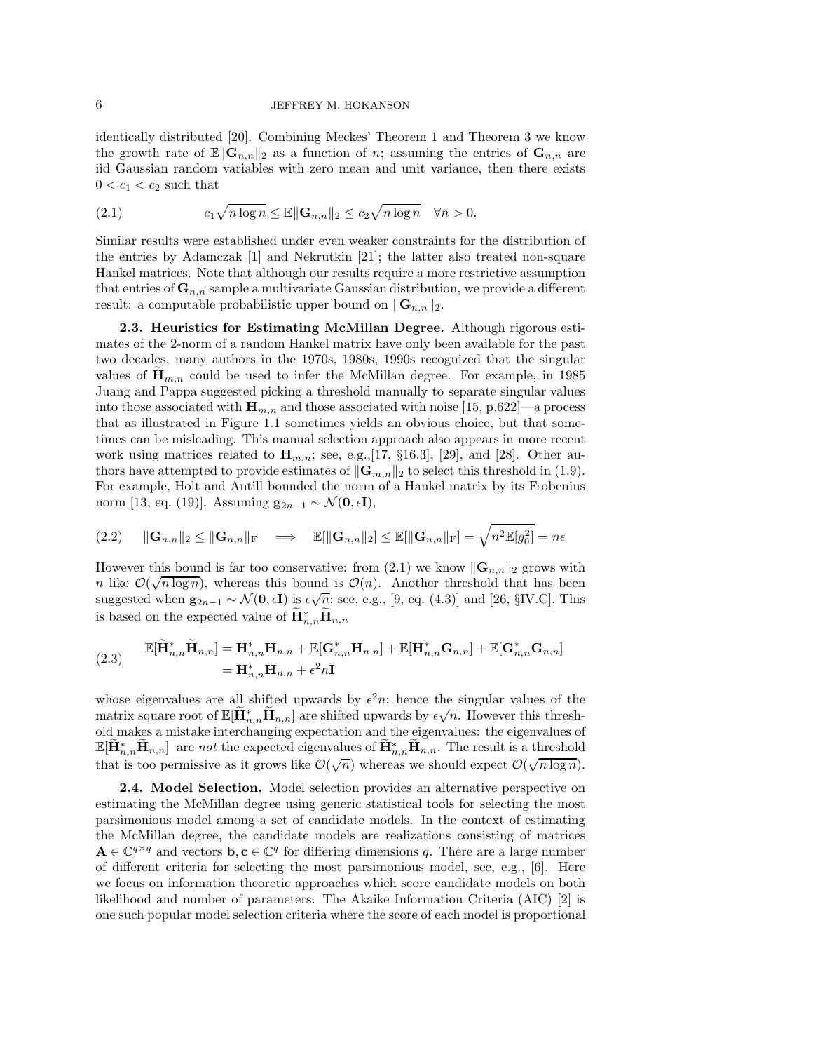identically distributed [20]. Combining Meckes' Theorem 1 and Theorem 3 we know the growth rate of $\mathbb{E}\|\mathbf{G}_{n,n}\|_2$ as a function of $n$; assuming the entries of $\mathbf{G}_{n,n}$ are iid Gaussian random variables with zero mean and unit variance, then there exists $0 < c_1 < c_2$ such that

$$c_1\sqrt{n\log n} \le \mathbb{E}\|\mathbf{G}_{n,n}\|_2 \le c_2\sqrt{n\log n} \quad \forall n > 0. \tag{2.1}$$

Similar results were established under even weaker constraints for the distribution of the entries by Adamczak [1] and Nekrutkin [21]; the latter also treated non-square Hankel matrices. Note that although our results require a more restrictive assumption that entries of $\mathbf{G}_{n,n}$ sample a multivariate Gaussian distribution, we provide a different result: a computable probabilistic upper bound on $\|\mathbf{G}_{n,n}\|_2$.

**2.3. Heuristics for Estimating McMillan Degree.** Although rigorous estimates of the 2-norm of a random Hankel matrix have only been available for the past two decades, many authors in the 1970s, 1980s, 1990s recognized that the singular values of $\widetilde{\mathbf{H}}_{m,n}$ could be used to infer the McMillan degree. For example, in 1985 Juang and Pappa suggested picking a threshold manually to separate singular values into those associated with $\mathbf{H}_{m,n}$ and those associated with noise [15, p.622]—a process that as illustrated in Figure 1.1 sometimes yields an obvious choice, but that sometimes can be misleading. This manual selection approach also appears in more recent work using matrices related to $\mathbf{H}_{m,n}$; see, e.g.,[17, §16.3], [29], and [28]. Other authors have attempted to provide estimates of $\|\mathbf{G}_{m,n}\|_2$ to select this threshold in (1.9). For example, Holt and Antill bounded the norm of a Hankel matrix by its Frobenius norm [13, eq. (19)]. Assuming $\mathbf{g}_{2n-1} \sim \mathcal{N}(\mathbf{0}, \epsilon\mathbf{I})$,

$$\|\mathbf{G}_{n,n}\|_2 \le \|\mathbf{G}_{n,n}\|_{\mathrm{F}} \quad \Longrightarrow \quad \mathbb{E}[\|\mathbf{G}_{n,n}\|_2] \le \mathbb{E}[\|\mathbf{G}_{n,n}\|_{\mathrm{F}}] = \sqrt{n^2\mathbb{E}[g_0^2]} = n\epsilon \tag{2.2}$$

However this bound is far too conservative: from (2.1) we know $\|\mathbf{G}_{n,n}\|_2$ grows with $n$ like $\mathcal{O}(\sqrt{n\log n})$, whereas this bound is $\mathcal{O}(n)$. Another threshold that has been suggested when $\mathbf{g}_{2n-1} \sim \mathcal{N}(\mathbf{0}, \epsilon\mathbf{I})$ is $\epsilon\sqrt{n}$; see, e.g., [9, eq. (4.3)] and [26, §IV.C]. This is based on the expected value of $\widetilde{\mathbf{H}}_{n,n}^*\widetilde{\mathbf{H}}_{n,n}$

$$\begin{aligned}\mathbb{E}[\widetilde{\mathbf{H}}_{n,n}^*\widetilde{\mathbf{H}}_{n,n}] &= \mathbf{H}_{n,n}^*\mathbf{H}_{n,n} + \mathbb{E}[\mathbf{G}_{n,n}^*\mathbf{H}_{n,n}] + \mathbb{E}[\mathbf{H}_{n,n}^*\mathbf{G}_{n,n}] + \mathbb{E}[\mathbf{G}_{n,n}^*\mathbf{G}_{n,n}] \\ &= \mathbf{H}_{n,n}^*\mathbf{H}_{n,n} + \epsilon^2 n\mathbf{I}\end{aligned} \tag{2.3}$$

whose eigenvalues are all shifted upwards by $\epsilon^2 n$; hence the singular values of the matrix square root of $\mathbb{E}[\widetilde{\mathbf{H}}_{n,n}^*\widetilde{\mathbf{H}}_{n,n}]$ are shifted upwards by $\epsilon\sqrt{n}$. However this threshold makes a mistake interchanging expectation and the eigenvalues: the eigenvalues of $\mathbb{E}[\widetilde{\mathbf{H}}_{n,n}^*\widetilde{\mathbf{H}}_{n,n}]$ are *not* the expected eigenvalues of $\widetilde{\mathbf{H}}_{n,n}^*\widetilde{\mathbf{H}}_{n,n}$. The result is a threshold that is too permissive as it grows like $\mathcal{O}(\sqrt{n})$ whereas we should expect $\mathcal{O}(\sqrt{n\log n})$.

**2.4. Model Selection.** Model selection provides an alternative perspective on estimating the McMillan degree using generic statistical tools for selecting the most parsimonious model among a set of candidate models. In the context of estimating the McMillan degree, the candidate models are realizations consisting of matrices $\mathbf{A} \in \mathbb{C}^{q\times q}$ and vectors $\mathbf{b}, \mathbf{c} \in \mathbb{C}^q$ for differing dimensions $q$. There are a large number of different criteria for selecting the most parsimonious model, see, e.g., [6]. Here we focus on information theoretic approaches which score candidate models on both likelihood and number of parameters. The Akaike Information Criteria (AIC) [2] is one such popular model selection criteria where the score of each model is proportional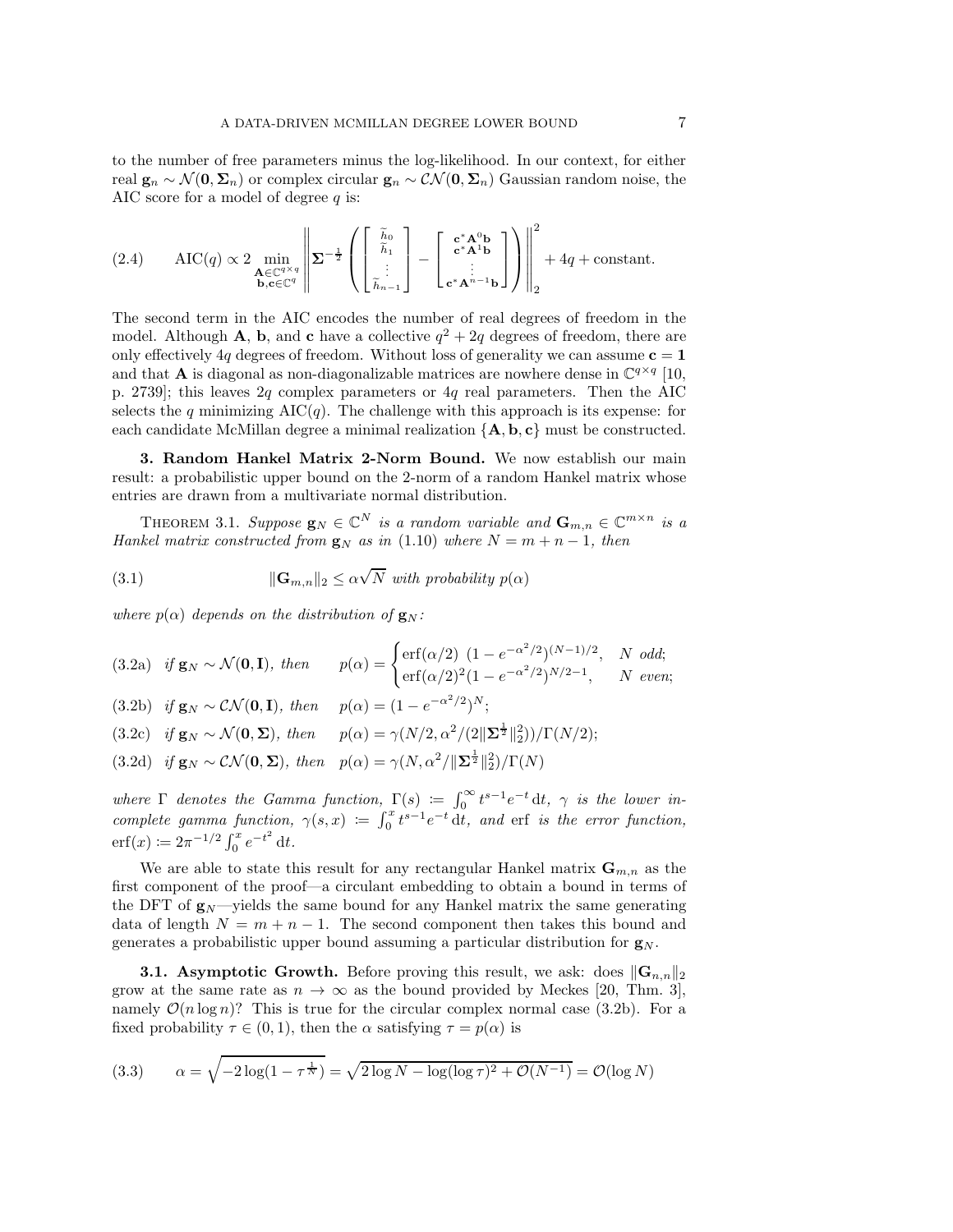to the number of free parameters minus the log-likelihood. In our context, for either real $\mathbf{g}_n \sim \mathcal{N}(\mathbf{0}, \mathbf{\Sigma}_n)$ or complex circular $\mathbf{g}_n \sim \mathcal{CN}(\mathbf{0}, \mathbf{\Sigma}_n)$ Gaussian random noise, the AIC score for a model of degree $q$ is:

$$
\text{AIC}(q) \propto 2 \min_{\substack{\mathbf{A} \in \mathbb{C}^{q \times q} \\ \mathbf{b}, \mathbf{c} \in \mathbb{C}^q}} \left\| \mathbf{\Sigma}^{-\frac{1}{2}} \left( \begin{bmatrix} \widetilde{h}_0 \\ \widetilde{h}_1 \\ \vdots \\ \widetilde{h}_{n-1} \end{bmatrix} - \begin{bmatrix} \mathbf{c}^* \mathbf{A}^0 \mathbf{b} \\ \mathbf{c}^* \mathbf{A}^1 \mathbf{b} \\ \vdots \\ \mathbf{c}^* \mathbf{A}^{n-1} \mathbf{b} \end{bmatrix} \right) \right\|_2^2 + 4q + \text{constant}. \tag{2.4}
$$

The second term in the AIC encodes the number of real degrees of freedom in the model. Although $\mathbf{A}$, $\mathbf{b}$, and $\mathbf{c}$ have a collective $q^2 + 2q$ degrees of freedom, there are only effectively $4q$ degrees of freedom. Without loss of generality we can assume $\mathbf{c} = \mathbf{1}$ and that $\mathbf{A}$ is diagonal as non-diagonalizable matrices are nowhere dense in $\mathbb{C}^{q \times q}$ [10, p. 2739]; this leaves $2q$ complex parameters or $4q$ real parameters. Then the AIC selects the $q$ minimizing $\text{AIC}(q)$. The challenge with this approach is its expense: for each candidate McMillan degree a minimal realization $\{\mathbf{A}, \mathbf{b}, \mathbf{c}\}$ must be constructed.

## 3. Random Hankel Matrix 2-Norm Bound.

We now establish our main result: a probabilistic upper bound on the 2-norm of a random Hankel matrix whose entries are drawn from a multivariate normal distribution.

THEOREM 3.1. *Suppose $\mathbf{g}_N \in \mathbb{C}^N$ is a random variable and $\mathbf{G}_{m,n} \in \mathbb{C}^{m \times n}$ is a Hankel matrix constructed from $\mathbf{g}_N$ as in* (1.10) *where $N = m + n - 1$, then*

$$
\|\mathbf{G}_{m,n}\|_2 \le \alpha \sqrt{N} \text{ with probability } p(\alpha) \tag{3.1}
$$

*where $p(\alpha)$ depends on the distribution of $\mathbf{g}_N$:*

$$
\text{if } \mathbf{g}_N \sim \mathcal{N}(\mathbf{0}, \mathbf{I}), \text{ then} \quad p(\alpha) = \begin{cases} \operatorname{erf}(\alpha/2)\ (1 - e^{-\alpha^2/2})^{(N-1)/2}, & N \text{ odd}; \\ \operatorname{erf}(\alpha/2)^2 (1 - e^{-\alpha^2/2})^{N/2-1}, & N \text{ even}; \end{cases} \tag{3.2a}
$$

$$
\text{if } \mathbf{g}_N \sim \mathcal{CN}(\mathbf{0}, \mathbf{I}), \text{ then} \quad p(\alpha) = (1 - e^{-\alpha^2/2})^N; \tag{3.2b}
$$

$$
\text{if } \mathbf{g}_N \sim \mathcal{N}(\mathbf{0}, \mathbf{\Sigma}), \text{ then} \quad p(\alpha) = \gamma(N/2, \alpha^2/(2\|\mathbf{\Sigma}^{\frac{1}{2}}\|_2^2))/\Gamma(N/2); \tag{3.2c}
$$

$$
\text{if } \mathbf{g}_N \sim \mathcal{CN}(\mathbf{0}, \mathbf{\Sigma}), \text{ then} \quad p(\alpha) = \gamma(N, \alpha^2/\|\mathbf{\Sigma}^{\frac{1}{2}}\|_2^2)/\Gamma(N) \tag{3.2d}
$$

*where $\Gamma$ denotes the Gamma function, $\Gamma(s) \coloneqq \int_0^\infty t^{s-1} e^{-t}\, \mathrm{d}t$, $\gamma$ is the lower incomplete gamma function, $\gamma(s, x) \coloneqq \int_0^x t^{s-1} e^{-t}\, \mathrm{d}t$, and $\operatorname{erf}$ is the error function, $\operatorname{erf}(x) \coloneqq 2\pi^{-1/2} \int_0^x e^{-t^2}\, \mathrm{d}t$.*

We are able to state this result for any rectangular Hankel matrix $\mathbf{G}_{m,n}$ as the first component of the proof—a circulant embedding to obtain a bound in terms of the DFT of $\mathbf{g}_N$—yields the same bound for any Hankel matrix the same generating data of length $N = m + n - 1$. The second component then takes this bound and generates a probabilistic upper bound assuming a particular distribution for $\mathbf{g}_N$.

### 3.1. Asymptotic Growth.

Before proving this result, we ask: does $\|\mathbf{G}_{n,n}\|_2$ grow at the same rate as $n \to \infty$ as the bound provided by Meckes [20, Thm. 3], namely $\mathcal{O}(n \log n)$? This is true for the circular complex normal case (3.2b). For a fixed probability $\tau \in (0, 1)$, then the $\alpha$ satisfying $\tau = p(\alpha)$ is

$$
\alpha = \sqrt{-2 \log(1 - \tau^{\frac{1}{N}})} = \sqrt{2 \log N - \log(\log \tau)^2 + \mathcal{O}(N^{-1})} = \mathcal{O}(\log N) \tag{3.3}
$$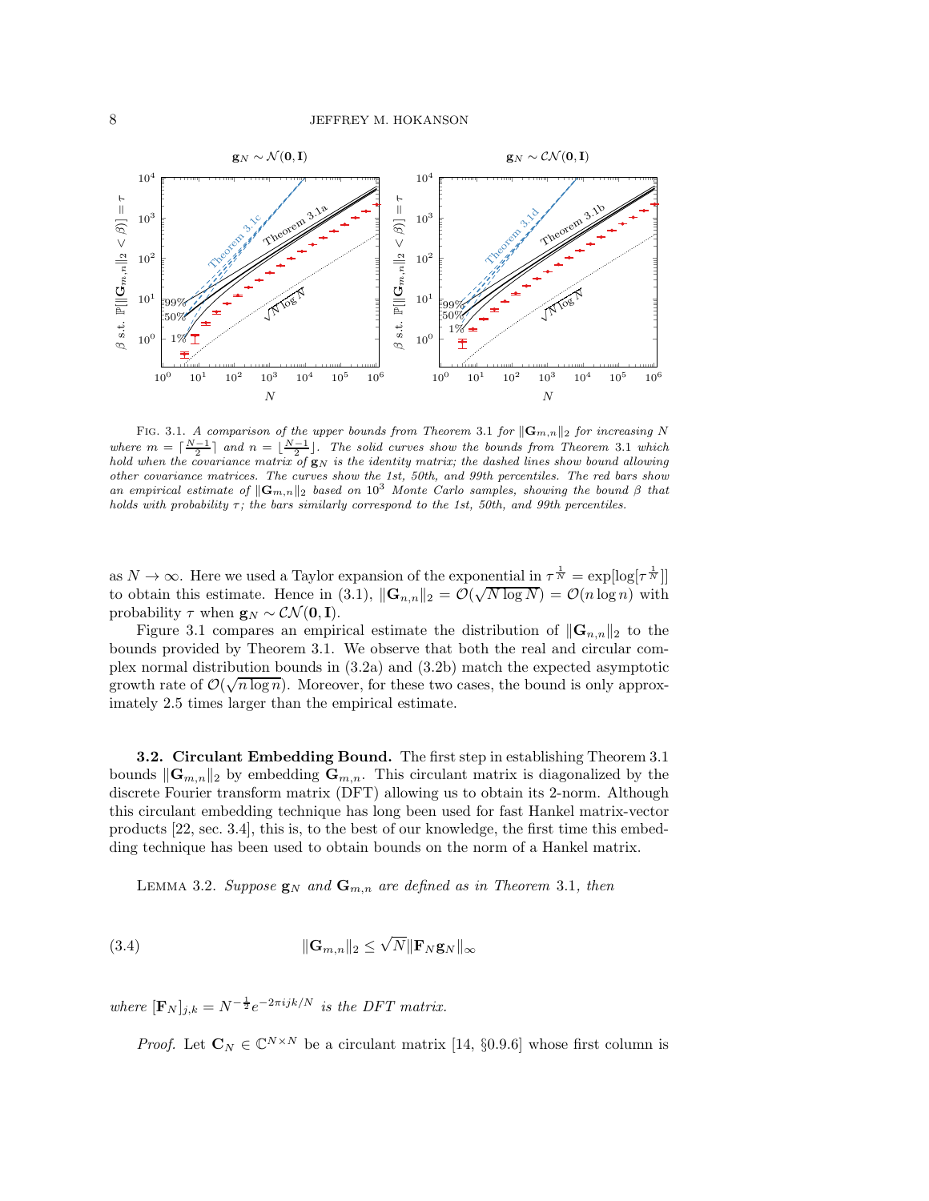Fig. 3.1. *A comparison of the upper bounds from Theorem 3.1 for $\|\mathbf{G}_{m,n}\|_2$ for increasing $N$ where $m = \lceil \frac{N-1}{2} \rceil$ and $n = \lfloor \frac{N-1}{2} \rfloor$. The solid curves show the bounds from Theorem 3.1 which hold when the covariance matrix of $\mathbf{g}_N$ is the identity matrix; the dashed lines show bound allowing other covariance matrices. The curves show the 1st, 50th, and 99th percentiles. The red bars show an empirical estimate of $\|\mathbf{G}_{m,n}\|_2$ based on $10^3$ Monte Carlo samples, showing the bound $\beta$ that holds with probability $\tau$; the bars similarly correspond to the 1st, 50th, and 99th percentiles.*

as $N \to \infty$. Here we used a Taylor expansion of the exponential in $\tau^{\frac{1}{N}} = \exp[\log[\tau^{\frac{1}{N}}]]$ to obtain this estimate. Hence in (3.1), $\|\mathbf{G}_{n,n}\|_2 = \mathcal{O}(\sqrt{N \log N}) = \mathcal{O}(n \log n)$ with probability $\tau$ when $\mathbf{g}_N \sim \mathcal{CN}(\mathbf{0}, \mathbf{I})$.

Figure 3.1 compares an empirical estimate the distribution of $\|\mathbf{G}_{n,n}\|_2$ to the bounds provided by Theorem 3.1. We observe that both the real and circular complex normal distribution bounds in (3.2a) and (3.2b) match the expected asymptotic growth rate of $\mathcal{O}(\sqrt{n \log n})$. Moreover, for these two cases, the bound is only approximately 2.5 times larger than the empirical estimate.

### 3.2. Circulant Embedding Bound.

The first step in establishing Theorem 3.1 bounds $\|\mathbf{G}_{m,n}\|_2$ by embedding $\mathbf{G}_{m,n}$. This circulant matrix is diagonalized by the discrete Fourier transform matrix (DFT) allowing us to obtain its 2-norm. Although this circulant embedding technique has long been used for fast Hankel matrix-vector products [22, sec. 3.4], this is, to the best of our knowledge, the first time this embedding technique has been used to obtain bounds on the norm of a Hankel matrix.

Lemma 3.2. *Suppose $\mathbf{g}_N$ and $\mathbf{G}_{m,n}$ are defined as in Theorem 3.1, then*

$$\|\mathbf{G}_{m,n}\|_2 \le \sqrt{N} \|\mathbf{F}_N \mathbf{g}_N\|_\infty \tag{3.4}$$

*where $[\mathbf{F}_N]_{j,k} = N^{-\frac{1}{2}} e^{-2\pi i jk/N}$ is the DFT matrix.*

*Proof.* Let $\mathbf{C}_N \in \mathbb{C}^{N \times N}$ be a circulant matrix [14, §0.9.6] whose first column is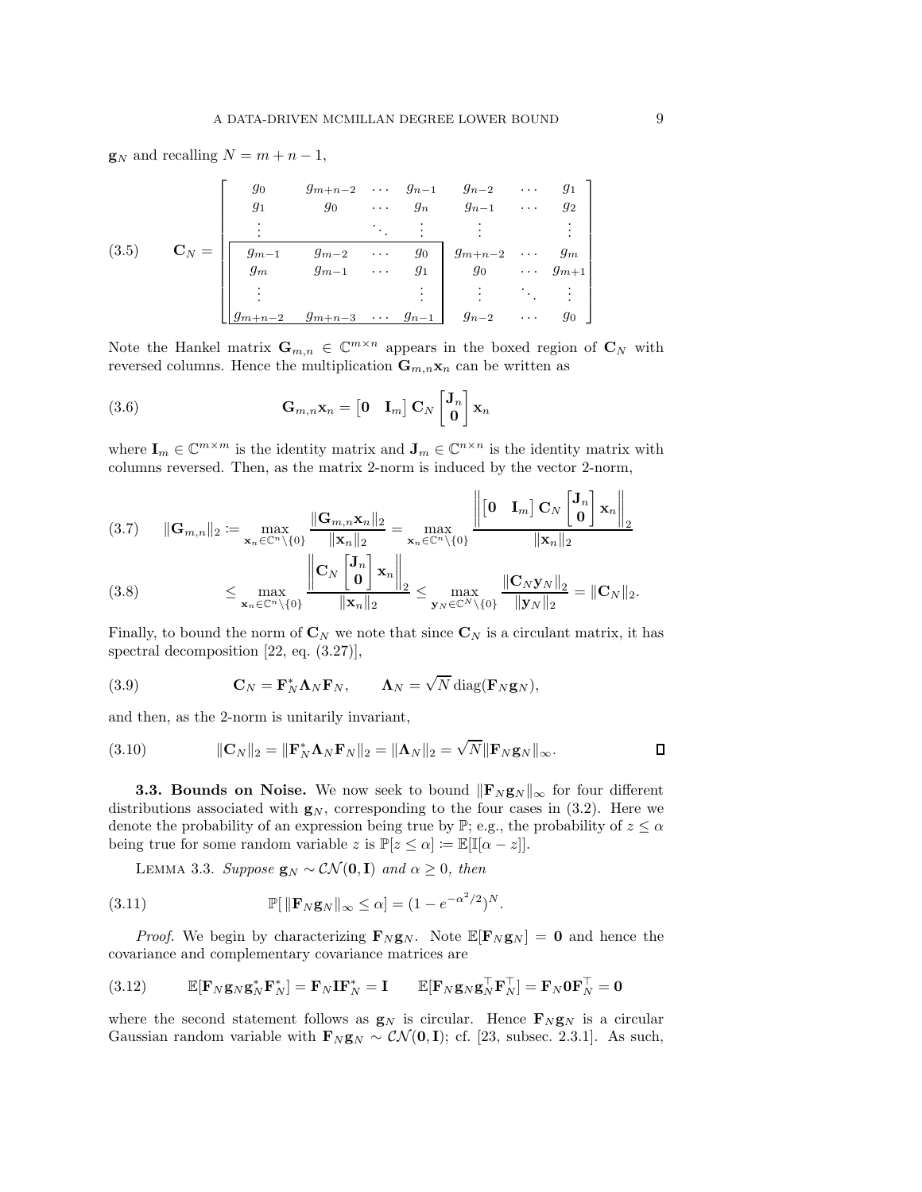$\mathbf{g}_N$ and recalling $N = m + n - 1$,

$$
\mathbf{C}_N = \left[\begin{array}{cccc|ccc}
g_0 & g_{m+n-2} & \cdots & g_{n-1} & g_{n-2} & \cdots & g_1 \\
g_1 & g_0 & \cdots & g_n & g_{n-1} & \cdots & g_2 \\
\vdots & & \ddots & \vdots & \vdots & & \vdots \\
\hline
g_{m-1} & g_{m-2} & \cdots & g_0 & g_{m+n-2} & \cdots & g_m \\
g_m & g_{m-1} & \cdots & g_1 & g_0 & \cdots & g_{m+1} \\
\vdots & & & \vdots & \vdots & \ddots & \vdots \\
g_{m+n-2} & g_{m+n-3} & \cdots & g_{n-1} & g_{n-2} & \cdots & g_0
\end{array}\right] \tag{3.5}
$$

Note the Hankel matrix $\mathbf{G}_{m,n} \in \mathbb{C}^{m \times n}$ appears in the boxed region of $\mathbf{C}_N$ with reversed columns. Hence the multiplication $\mathbf{G}_{m,n}\mathbf{x}_n$ can be written as

$$
\mathbf{G}_{m,n}\mathbf{x}_n = \begin{bmatrix} \mathbf{0} & \mathbf{I}_m \end{bmatrix} \mathbf{C}_N \begin{bmatrix} \mathbf{J}_n \\ \mathbf{0} \end{bmatrix} \mathbf{x}_n \tag{3.6}
$$

where $\mathbf{I}_m \in \mathbb{C}^{m \times m}$ is the identity matrix and $\mathbf{J}_m \in \mathbb{C}^{n \times n}$ is the identity matrix with columns reversed. Then, as the matrix 2-norm is induced by the vector 2-norm,

$$
\|\mathbf{G}_{m,n}\|_2 := \max_{\mathbf{x}_n \in \mathbb{C}^n \setminus \{0\}} \frac{\|\mathbf{G}_{m,n}\mathbf{x}_n\|_2}{\|\mathbf{x}_n\|_2} = \max_{\mathbf{x}_n \in \mathbb{C}^n \setminus \{0\}} \frac{\left\| \begin{bmatrix} \mathbf{0} & \mathbf{I}_m \end{bmatrix} \mathbf{C}_N \begin{bmatrix} \mathbf{J}_n \\ \mathbf{0} \end{bmatrix} \mathbf{x}_n \right\|_2}{\|\mathbf{x}_n\|_2} \tag{3.7}
$$

$$
\leq \max_{\mathbf{x}_n \in \mathbb{C}^n \setminus \{0\}} \frac{\left\| \mathbf{C}_N \begin{bmatrix} \mathbf{J}_n \\ \mathbf{0} \end{bmatrix} \mathbf{x}_n \right\|_2}{\|\mathbf{x}_n\|_2} \leq \max_{\mathbf{y}_N \in \mathbb{C}^N \setminus \{0\}} \frac{\|\mathbf{C}_N\mathbf{y}_N\|_2}{\|\mathbf{y}_N\|_2} = \|\mathbf{C}_N\|_2. \tag{3.8}
$$

Finally, to bound the norm of $\mathbf{C}_N$ we note that since $\mathbf{C}_N$ is a circulant matrix, it has spectral decomposition [22, eq. (3.27)],

$$
\mathbf{C}_N = \mathbf{F}_N^* \mathbf{\Lambda}_N \mathbf{F}_N, \qquad \mathbf{\Lambda}_N = \sqrt{N}\,\mathrm{diag}(\mathbf{F}_N \mathbf{g}_N), \tag{3.9}
$$

and then, as the 2-norm is unitarily invariant,

$$
\|\mathbf{C}_N\|_2 = \|\mathbf{F}_N^* \mathbf{\Lambda}_N \mathbf{F}_N\|_2 = \|\mathbf{\Lambda}_N\|_2 = \sqrt{N}\|\mathbf{F}_N\mathbf{g}_N\|_\infty. \tag{3.10}
$$

∎

**3.3. Bounds on Noise.** We now seek to bound $\|\mathbf{F}_N\mathbf{g}_N\|_\infty$ for four different distributions associated with $\mathbf{g}_N$, corresponding to the four cases in (3.2). Here we denote the probability of an expression being true by $\mathbb{P}$; e.g., the probability of $z \leq \alpha$ being true for some random variable $z$ is $\mathbb{P}[z \leq \alpha] := \mathbb{E}[\mathbb{I}[\alpha - z]]$.

LEMMA 3.3. *Suppose $\mathbf{g}_N \sim \mathcal{CN}(\mathbf{0}, \mathbf{I})$ and $\alpha \geq 0$, then*

$$
\mathbb{P}[\,\|\mathbf{F}_N\mathbf{g}_N\|_\infty \leq \alpha] = (1 - e^{-\alpha^2/2})^N. \tag{3.11}
$$

*Proof.* We begin by characterizing $\mathbf{F}_N\mathbf{g}_N$. Note $\mathbb{E}[\mathbf{F}_N\mathbf{g}_N] = \mathbf{0}$ and hence the covariance and complementary covariance matrices are

$$
\mathbb{E}[\mathbf{F}_N\mathbf{g}_N\mathbf{g}_N^*\mathbf{F}_N^*] = \mathbf{F}_N\mathbf{I}\mathbf{F}_N^* = \mathbf{I} \qquad \mathbb{E}[\mathbf{F}_N\mathbf{g}_N\mathbf{g}_N^\top\mathbf{F}_N^\top] = \mathbf{F}_N\mathbf{0}\mathbf{F}_N^\top = \mathbf{0} \tag{3.12}
$$

where the second statement follows as $\mathbf{g}_N$ is circular. Hence $\mathbf{F}_N\mathbf{g}_N$ is a circular Gaussian random variable with $\mathbf{F}_N\mathbf{g}_N \sim \mathcal{CN}(\mathbf{0}, \mathbf{I})$; cf. [23, subsec. 2.3.1]. As such,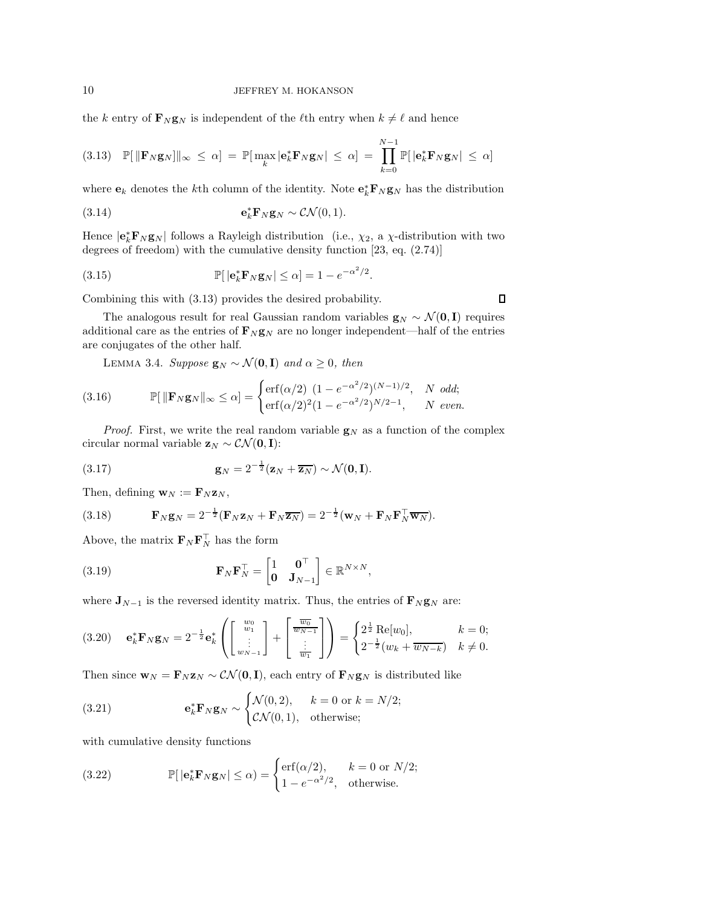the $k$ entry of $\mathbf{F}_N\mathbf{g}_N$ is independent of the $\ell$th entry when $k \neq \ell$ and hence

$$\mathbb{P}[\,\|\mathbf{F}_N\mathbf{g}_N]\|_\infty \,\le\, \alpha] \,=\, \mathbb{P}[\max_k |\mathbf{e}_k^*\mathbf{F}_N\mathbf{g}_N| \,\le\, \alpha] \,=\, \prod_{k=0}^{N-1} \mathbb{P}[\,|\mathbf{e}_k^*\mathbf{F}_N\mathbf{g}_N| \,\le\, \alpha] \tag{3.13}$$

where $\mathbf{e}_k$ denotes the $k$th column of the identity. Note $\mathbf{e}_k^*\mathbf{F}_N\mathbf{g}_N$ has the distribution

$$\mathbf{e}_k^*\mathbf{F}_N\mathbf{g}_N \sim \mathcal{CN}(0,1). \tag{3.14}$$

Hence $|\mathbf{e}_k^*\mathbf{F}_N\mathbf{g}_N|$ follows a Rayleigh distribution (i.e., $\chi_2$, a $\chi$-distribution with two degrees of freedom) with the cumulative density function [23, eq. (2.74)]

$$\mathbb{P}[\,|\mathbf{e}_k^*\mathbf{F}_N\mathbf{g}_N| \le \alpha] = 1 - e^{-\alpha^2/2}. \tag{3.15}$$

Combining this with (3.13) provides the desired probability. $\square$

The analogous result for real Gaussian random variables $\mathbf{g}_N \sim \mathcal{N}(\mathbf{0},\mathbf{I})$ requires additional care as the entries of $\mathbf{F}_N\mathbf{g}_N$ are no longer independent—half of the entries are conjugates of the other half.

Lemma 3.4. *Suppose $\mathbf{g}_N \sim \mathcal{N}(\mathbf{0},\mathbf{I})$ and $\alpha \ge 0$, then*

$$\mathbb{P}[\,\|\mathbf{F}_N\mathbf{g}_N\|_\infty \le \alpha] = \begin{cases} \operatorname{erf}(\alpha/2)\ (1-e^{-\alpha^2/2})^{(N-1)/2}, & N \text{ odd;} \\ \operatorname{erf}(\alpha/2)^2 (1-e^{-\alpha^2/2})^{N/2-1}, & N \text{ even.} \end{cases} \tag{3.16}$$

*Proof.* First, we write the real random variable $\mathbf{g}_N$ as a function of the complex circular normal variable $\mathbf{z}_N \sim \mathcal{CN}(\mathbf{0},\mathbf{I})$:

$$\mathbf{g}_N = 2^{-\frac{1}{2}}(\mathbf{z}_N + \overline{\mathbf{z}_N}) \sim \mathcal{N}(\mathbf{0},\mathbf{I}). \tag{3.17}$$

Then, defining $\mathbf{w}_N := \mathbf{F}_N\mathbf{z}_N$,

$$\mathbf{F}_N\mathbf{g}_N = 2^{-\frac{1}{2}}(\mathbf{F}_N\mathbf{z}_N + \mathbf{F}_N\overline{\mathbf{z}_N}) = 2^{-\frac{1}{2}}(\mathbf{w}_N + \mathbf{F}_N\mathbf{F}_N^\top\overline{\mathbf{w}_N}). \tag{3.18}$$

Above, the matrix $\mathbf{F}_N\mathbf{F}_N^\top$ has the form

$$\mathbf{F}_N\mathbf{F}_N^\top = \begin{bmatrix} 1 & \mathbf{0}^\top \\ \mathbf{0} & \mathbf{J}_{N-1} \end{bmatrix} \in \mathbb{R}^{N\times N}, \tag{3.19}$$

where $\mathbf{J}_{N-1}$ is the reversed identity matrix. Thus, the entries of $\mathbf{F}_N\mathbf{g}_N$ are:

$$\mathbf{e}_k^*\mathbf{F}_N\mathbf{g}_N = 2^{-\frac{1}{2}}\mathbf{e}_k^*\left(\begin{bmatrix} w_0 \\ w_1 \\ \vdots \\ w_{N-1} \end{bmatrix} + \begin{bmatrix} \overline{w_0} \\ \overline{w_{N-1}} \\ \vdots \\ \overline{w_1} \end{bmatrix}\right) = \begin{cases} 2^{\frac{1}{2}}\operatorname{Re}[w_0], & k=0; \\ 2^{-\frac{1}{2}}(w_k + \overline{w_{N-k}}) & k \neq 0. \end{cases} \tag{3.20}$$

Then since $\mathbf{w}_N = \mathbf{F}_N\mathbf{z}_N \sim \mathcal{CN}(\mathbf{0},\mathbf{I})$, each entry of $\mathbf{F}_N\mathbf{g}_N$ is distributed like

$$\mathbf{e}_k^*\mathbf{F}_N\mathbf{g}_N \sim \begin{cases} \mathcal{N}(0,2), & k=0 \text{ or } k=N/2; \\ \mathcal{CN}(0,1), & \text{otherwise;} \end{cases} \tag{3.21}$$

with cumulative density functions

$$\mathbb{P}[\,|\mathbf{e}_k^*\mathbf{F}_N\mathbf{g}_N| \le \alpha) = \begin{cases} \operatorname{erf}(\alpha/2), & k=0 \text{ or } N/2; \\ 1-e^{-\alpha^2/2}, & \text{otherwise.} \end{cases} \tag{3.22}$$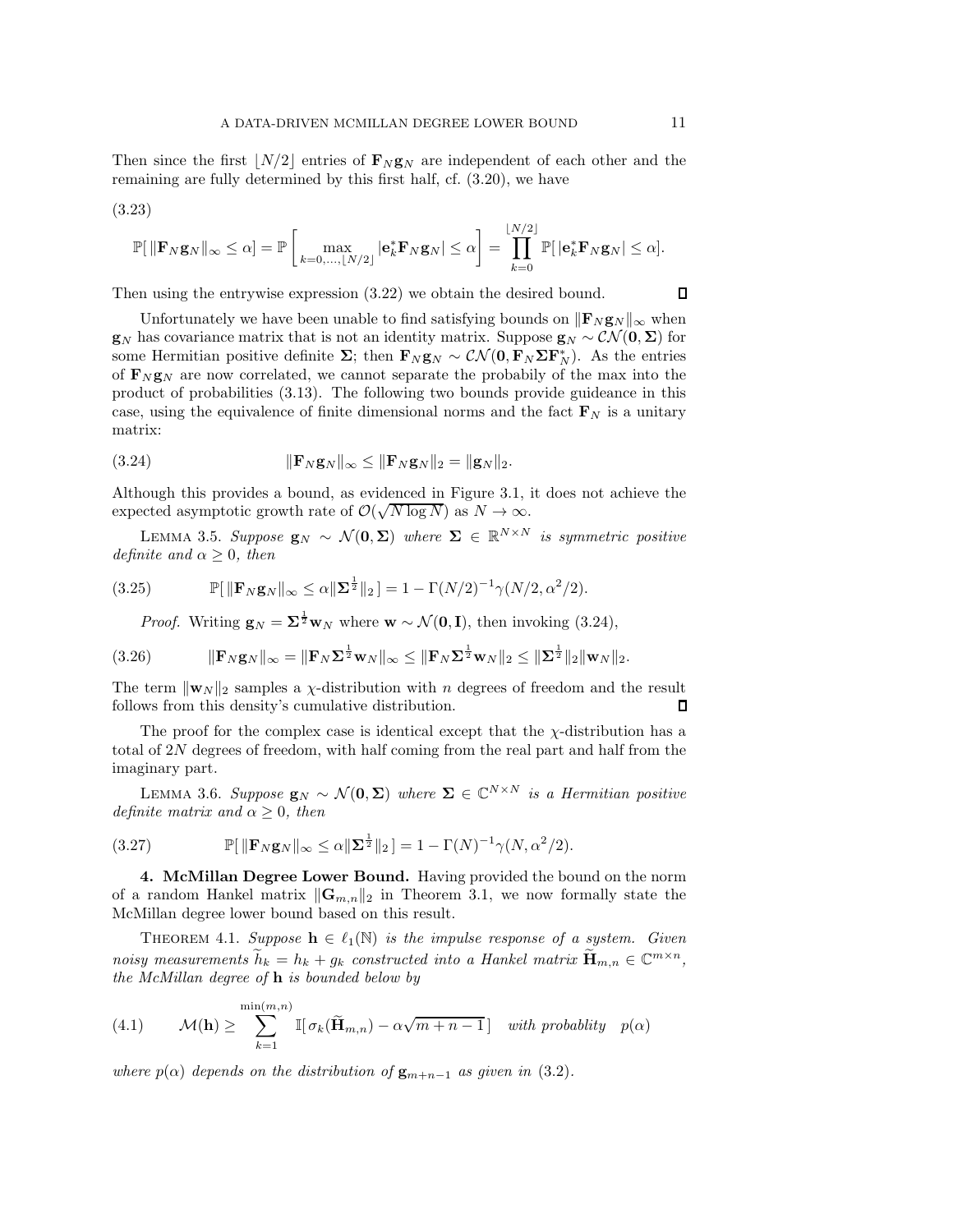Then since the first $\lfloor N/2 \rfloor$ entries of $\mathbf{F}_N \mathbf{g}_N$ are independent of each other and the remaining are fully determined by this first half, cf. (3.20), we have

(3.23)

$$\mathbb{P}[\, \|\mathbf{F}_N \mathbf{g}_N\|_\infty \leq \alpha] = \mathbb{P}\left[ \max_{k=0,\ldots,\lfloor N/2 \rfloor} |\mathbf{e}_k^* \mathbf{F}_N \mathbf{g}_N| \leq \alpha \right] = \prod_{k=0}^{\lfloor N/2 \rfloor} \mathbb{P}[\, |\mathbf{e}_k^* \mathbf{F}_N \mathbf{g}_N| \leq \alpha].$$

Then using the entrywise expression (3.22) we obtain the desired bound. ∎

Unfortunately we have been unable to find satisfying bounds on $\|\mathbf{F}_N \mathbf{g}_N\|_\infty$ when $\mathbf{g}_N$ has covariance matrix that is not an identity matrix. Suppose $\mathbf{g}_N \sim \mathcal{CN}(\mathbf{0}, \mathbf{\Sigma})$ for some Hermitian positive definite $\mathbf{\Sigma}$; then $\mathbf{F}_N \mathbf{g}_N \sim \mathcal{CN}(\mathbf{0}, \mathbf{F}_N \mathbf{\Sigma} \mathbf{F}_N^*)$. As the entries of $\mathbf{F}_N \mathbf{g}_N$ are now correlated, we cannot separate the probabily of the max into the product of probabilities (3.13). The following two bounds provide guideance in this case, using the equivalence of finite dimensional norms and the fact $\mathbf{F}_N$ is a unitary matrix:

$$\|\mathbf{F}_N \mathbf{g}_N\|_\infty \leq \|\mathbf{F}_N \mathbf{g}_N\|_2 = \|\mathbf{g}_N\|_2. \tag{3.24}$$

Although this provides a bound, as evidenced in Figure 3.1, it does not achieve the expected asymptotic growth rate of $\mathcal{O}(\sqrt{N \log N})$ as $N \to \infty$.

Lemma 3.5. *Suppose* $\mathbf{g}_N \sim \mathcal{N}(\mathbf{0}, \mathbf{\Sigma})$ *where* $\mathbf{\Sigma} \in \mathbb{R}^{N \times N}$ *is symmetric positive definite and* $\alpha \geq 0$*, then*

$$\mathbb{P}[\, \|\mathbf{F}_N \mathbf{g}_N\|_\infty \leq \alpha \|\mathbf{\Sigma}^{\frac{1}{2}}\|_2\,] = 1 - \Gamma(N/2)^{-1} \gamma(N/2, \alpha^2/2). \tag{3.25}$$

*Proof.* Writing $\mathbf{g}_N = \mathbf{\Sigma}^{\frac{1}{2}} \mathbf{w}_N$ where $\mathbf{w} \sim \mathcal{N}(\mathbf{0}, \mathbf{I})$, then invoking (3.24),

$$\|\mathbf{F}_N \mathbf{g}_N\|_\infty = \|\mathbf{F}_N \mathbf{\Sigma}^{\frac{1}{2}} \mathbf{w}_N\|_\infty \leq \|\mathbf{F}_N \mathbf{\Sigma}^{\frac{1}{2}} \mathbf{w}_N\|_2 \leq \|\mathbf{\Sigma}^{\frac{1}{2}}\|_2 \|\mathbf{w}_N\|_2. \tag{3.26}$$

The term $\|\mathbf{w}_N\|_2$ samples a $\chi$-distribution with $n$ degrees of freedom and the result follows from this density's cumulative distribution. ∎

The proof for the complex case is identical except that the $\chi$-distribution has a total of $2N$ degrees of freedom, with half coming from the real part and half from the imaginary part.

Lemma 3.6. *Suppose* $\mathbf{g}_N \sim \mathcal{N}(\mathbf{0}, \mathbf{\Sigma})$ *where* $\mathbf{\Sigma} \in \mathbb{C}^{N \times N}$ *is a Hermitian positive definite matrix and* $\alpha \geq 0$*, then*

$$\mathbb{P}[\, \|\mathbf{F}_N \mathbf{g}_N\|_\infty \leq \alpha \|\mathbf{\Sigma}^{\frac{1}{2}}\|_2\,] = 1 - \Gamma(N)^{-1} \gamma(N, \alpha^2/2). \tag{3.27}$$

## 4. McMillan Degree Lower Bound.

Having provided the bound on the norm of a random Hankel matrix $\|\mathbf{G}_{m,n}\|_2$ in Theorem 3.1, we now formally state the McMillan degree lower bound based on this result.

Theorem 4.1. *Suppose* $\mathbf{h} \in \ell_1(\mathbb{N})$ *is the impulse response of a system. Given noisy measurements* $\widetilde{h}_k = h_k + g_k$ *constructed into a Hankel matrix* $\widetilde{\mathbf{H}}_{m,n} \in \mathbb{C}^{m \times n}$*, the McMillan degree of* $\mathbf{h}$ *is bounded below by*

$$\mathcal{M}(\mathbf{h}) \geq \sum_{k=1}^{\min(m,n)} \mathbb{I}[\, \sigma_k(\widetilde{\mathbf{H}}_{m,n}) - \alpha\sqrt{m+n-1}\,] \quad \textit{with probablity} \quad p(\alpha) \tag{4.1}$$

*where* $p(\alpha)$ *depends on the distribution of* $\mathbf{g}_{m+n-1}$ *as given in* (3.2).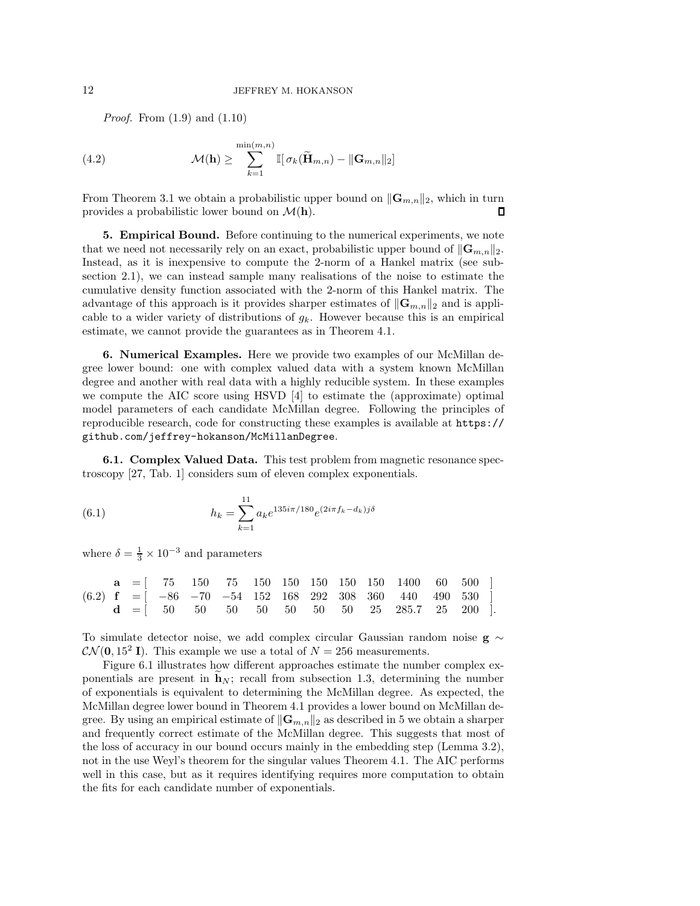*Proof.* From (1.9) and (1.10)

$$
\mathcal{M}(\mathbf{h}) \geq \sum_{k=1}^{\min(m,n)} \mathbb{I}[\,\sigma_k(\widetilde{\mathbf{H}}_{m,n}) - \|\mathbf{G}_{m,n}\|_2] \tag{4.2}
$$

From Theorem 3.1 we obtain a probabilistic upper bound on $\|\mathbf{G}_{m,n}\|_2$, which in turn provides a probabilistic lower bound on $\mathcal{M}(\mathbf{h})$. ∎

**5. Empirical Bound.** Before continuing to the numerical experiments, we note that we need not necessarily rely on an exact, probabilistic upper bound of $\|\mathbf{G}_{m,n}\|_2$. Instead, as it is inexpensive to compute the 2-norm of a Hankel matrix (see subsection 2.1), we can instead sample many realisations of the noise to estimate the cumulative density function associated with the 2-norm of this Hankel matrix. The advantage of this approach is it provides sharper estimates of $\|\mathbf{G}_{m,n}\|_2$ and is applicable to a wider variety of distributions of $g_k$. However because this is an empirical estimate, we cannot provide the guarantees as in Theorem 4.1.

**6. Numerical Examples.** Here we provide two examples of our McMillan degree lower bound: one with complex valued data with a system known McMillan degree and another with real data with a highly reducible system. In these examples we compute the AIC score using HSVD [4] to estimate the (approximate) optimal model parameters of each candidate McMillan degree. Following the principles of reproducible research, code for constructing these examples is available at https://github.com/jeffrey-hokanson/McMillanDegree.

**6.1. Complex Valued Data.** This test problem from magnetic resonance spectroscopy [27, Tab. 1] considers sum of eleven complex exponentials.

$$
h_k = \sum_{k=1}^{11} a_k e^{135i\pi/180} e^{(2i\pi f_k - d_k)j\delta} \tag{6.1}
$$

where $\delta = \frac{1}{3} \times 10^{-3}$ and parameters

$$
\begin{aligned}
\mathbf{a} &= [\ 75 \quad 150 \quad 75 \quad 150 \quad 150 \quad 150 \quad 150 \quad 150 \quad 1400 \quad 60 \quad 500\ ] \\
\mathbf{f} &= [\ -86 \quad -70 \quad -54 \quad 152 \quad 168 \quad 292 \quad 308 \quad 360 \quad 440 \quad 490 \quad 530\ ] \\
\mathbf{d} &= [\ 50 \quad 50 \quad 50 \quad 50 \quad 50 \quad 50 \quad 50 \quad 25 \quad 285.7 \quad 25 \quad 200\ ].
\end{aligned} \tag{6.2}
$$

To simulate detector noise, we add complex circular Gaussian random noise $\mathbf{g} \sim \mathcal{CN}(\mathbf{0}, 15^2\,\mathbf{I})$. This example we use a total of $N = 256$ measurements.

Figure 6.1 illustrates how different approaches estimate the number complex exponentials are present in $\widetilde{\mathbf{h}}_N$; recall from subsection 1.3, determining the number of exponentials is equivalent to determining the McMillan degree. As expected, the McMillan degree lower bound in Theorem 4.1 provides a lower bound on McMillan degree. By using an empirical estimate of $\|\mathbf{G}_{m,n}\|_2$ as described in 5 we obtain a sharper and frequently correct estimate of the McMillan degree. This suggests that most of the loss of accuracy in our bound occurs mainly in the embedding step (Lemma 3.2), not in the use Weyl's theorem for the singular values Theorem 4.1. The AIC performs well in this case, but as it requires identifying requires more computation to obtain the fits for each candidate number of exponentials.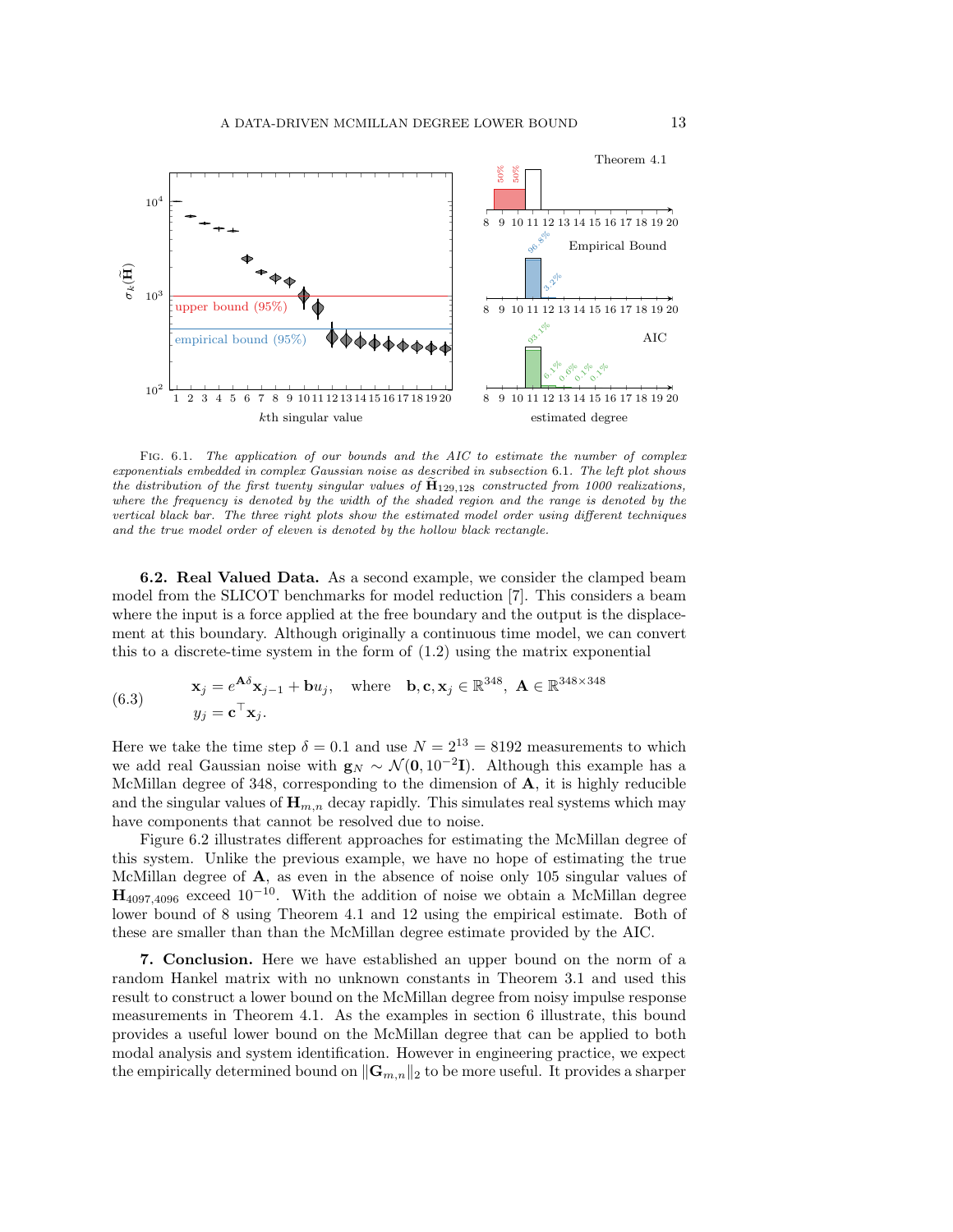Fig. 6.1. *The application of our bounds and the AIC to estimate the number of complex exponentials embedded in complex Gaussian noise as described in subsection 6.1. The left plot shows the distribution of the first twenty singular values of $\widetilde{\mathbf{H}}_{129,128}$ constructed from 1000 realizations, where the frequency is denoted by the width of the shaded region and the range is denoted by the vertical black bar. The three right plots show the estimated model order using different techniques and the true model order of eleven is denoted by the hollow black rectangle.*

**6.2. Real Valued Data.** As a second example, we consider the clamped beam model from the SLICOT benchmarks for model reduction [7]. This considers a beam where the input is a force applied at the free boundary and the output is the displacement at this boundary. Although originally a continuous time model, we can convert this to a discrete-time system in the form of (1.2) using the matrix exponential

$$\begin{aligned} \mathbf{x}_j &= e^{\mathbf{A}\delta}\mathbf{x}_{j-1} + \mathbf{b}u_j, \quad \text{where} \quad \mathbf{b}, \mathbf{c}, \mathbf{x}_j \in \mathbb{R}^{348},\ \mathbf{A} \in \mathbb{R}^{348\times 348} \\ y_j &= \mathbf{c}^\top \mathbf{x}_j. \end{aligned} \tag{6.3}$$

Here we take the time step $\delta = 0.1$ and use $N = 2^{13} = 8192$ measurements to which we add real Gaussian noise with $\mathbf{g}_N \sim \mathcal{N}(\mathbf{0}, 10^{-2}\mathbf{I})$. Although this example has a McMillan degree of 348, corresponding to the dimension of $\mathbf{A}$, it is highly reducible and the singular values of $\mathbf{H}_{m,n}$ decay rapidly. This simulates real systems which may have components that cannot be resolved due to noise.

Figure 6.2 illustrates different approaches for estimating the McMillan degree of this system. Unlike the previous example, we have no hope of estimating the true McMillan degree of $\mathbf{A}$, as even in the absence of noise only 105 singular values of $\mathbf{H}_{4097,4096}$ exceed $10^{-10}$. With the addition of noise we obtain a McMillan degree lower bound of 8 using Theorem 4.1 and 12 using the empirical estimate. Both of these are smaller than than the McMillan degree estimate provided by the AIC.

**7. Conclusion.** Here we have established an upper bound on the norm of a random Hankel matrix with no unknown constants in Theorem 3.1 and used this result to construct a lower bound on the McMillan degree from noisy impulse response measurements in Theorem 4.1. As the examples in section 6 illustrate, this bound provides a useful lower bound on the McMillan degree that can be applied to both modal analysis and system identification. However in engineering practice, we expect the empirically determined bound on $\|\mathbf{G}_{m,n}\|_2$ to be more useful. It provides a sharper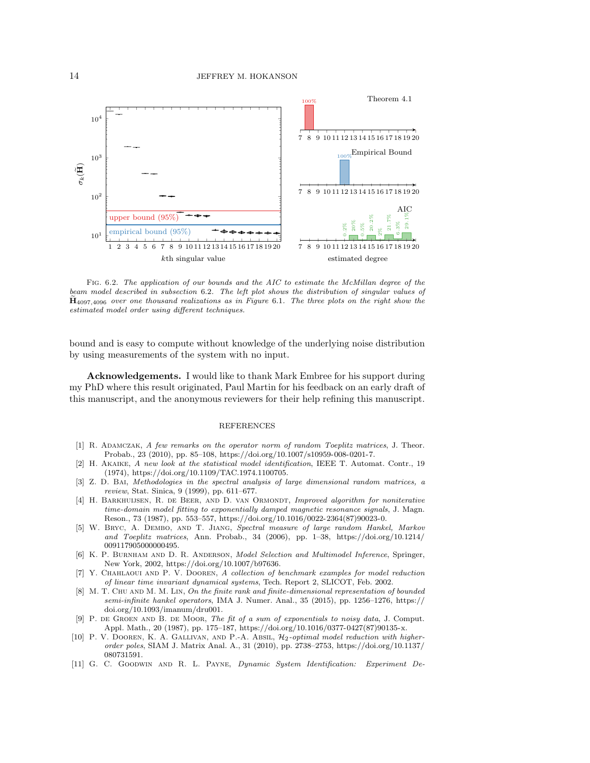Fig. 6.2. *The application of our bounds and the AIC to estimate the McMillan degree of the beam model described in subsection 6.2. The left plot shows the distribution of singular values of* $\widetilde{\mathbf{H}}_{4097,4096}$ *over one thousand realizations as in Figure 6.1. The three plots on the right show the estimated model order using different techniques.*

bound and is easy to compute without knowledge of the underlying noise distribution by using measurements of the system with no input.

**Acknowledgements.** I would like to thank Mark Embree for his support during my PhD where this result originated, Paul Martin for his feedback on an early draft of this manuscript, and the anonymous reviewers for their help refining this manuscript.

## REFERENCES

[1] R. Adamczak, *A few remarks on the operator norm of random Toeplitz matrices*, J. Theor. Probab., 23 (2010), pp. 85–108, https://doi.org/10.1007/s10959-008-0201-7.

[2] H. Akaike, *A new look at the statistical model identification*, IEEE T. Automat. Contr., 19 (1974), https://doi.org/10.1109/TAC.1974.1100705.

[3] Z. D. Bai, *Methodologies in the spectral analysis of large dimensional random matrices, a review*, Stat. Sinica, 9 (1999), pp. 611–677.

[4] H. Barkhuijsen, R. de Beer, and D. van Ormondt, *Improved algorithm for noniterative time-domain model fitting to exponentially damped magnetic resonance signals*, J. Magn. Reson., 73 (1987), pp. 553–557, https://doi.org/10.1016/0022-2364(87)90023-0.

[5] W. Bryc, A. Dembo, and T. Jiang, *Spectral measure of large random Hankel, Markov and Toeplitz matrices*, Ann. Probab., 34 (2006), pp. 1–38, https://doi.org/10.1214/009117905000000495.

[6] K. P. Burnham and D. R. Anderson, *Model Selection and Multimodel Inference*, Springer, New York, 2002, https://doi.org/10.1007/b97636.

[7] Y. Chahlaoui and P. V. Dooren, *A collection of benchmark examples for model reduction of linear time invariant dynamical systems*, Tech. Report 2, SLICOT, Feb. 2002.

[8] M. T. Chu and M. M. Lin, *On the finite rank and finite-dimensional representation of bounded semi-infinite hankel operators*, IMA J. Numer. Anal., 35 (2015), pp. 1256–1276, https://doi.org/10.1093/imanum/dru001.

[9] P. de Groen and B. de Moor, *The fit of a sum of exponentials to noisy data*, J. Comput. Appl. Math., 20 (1987), pp. 175–187, https://doi.org/10.1016/0377-0427(87)90135-x.

[10] P. V. Dooren, K. A. Gallivan, and P.-A. Absil, *$\mathcal{H}_2$-optimal model reduction with higher-order poles*, SIAM J. Matrix Anal. A., 31 (2010), pp. 2738–2753, https://doi.org/10.1137/080731591.

[11] G. C. Goodwin and R. L. Payne, *Dynamic System Identification: Experiment De-*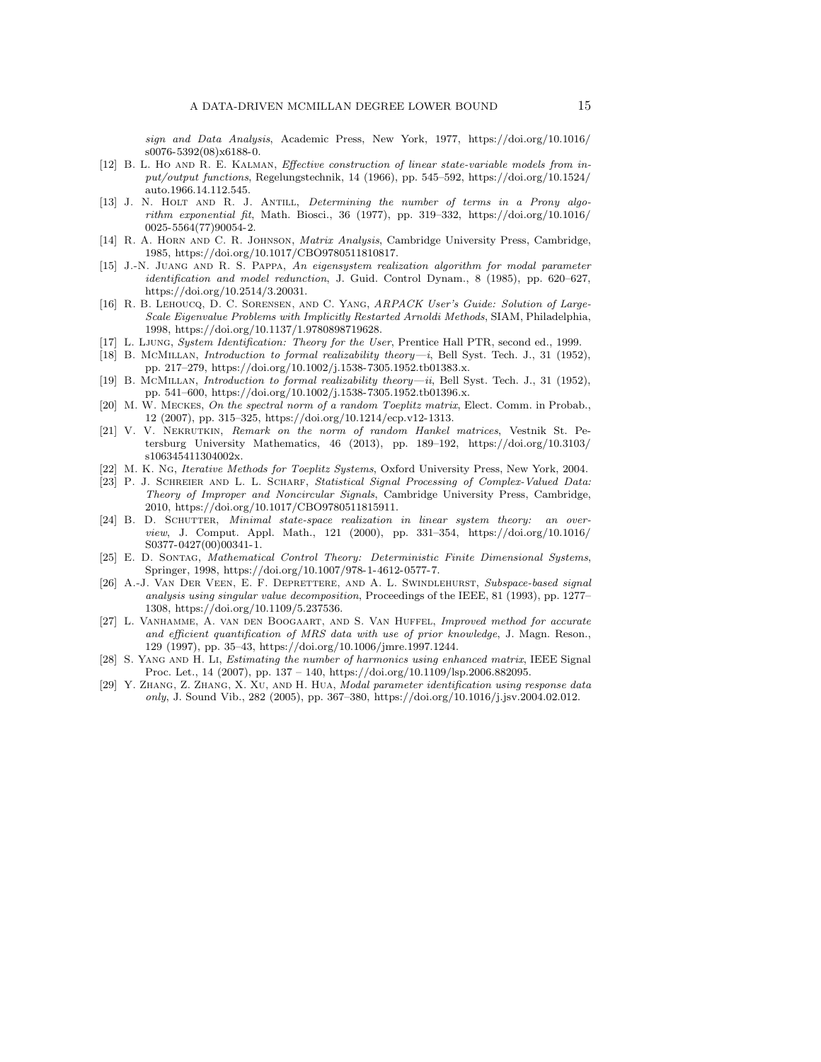*sign and Data Analysis*, Academic Press, New York, 1977, https://doi.org/10.1016/s0076-5392(08)x6188-0.

[12] B. L. Ho and R. E. Kalman, *Effective construction of linear state-variable models from input/output functions*, Regelungstechnik, 14 (1966), pp. 545–592, https://doi.org/10.1524/auto.1966.14.112.545.

[13] J. N. Holt and R. J. Antill, *Determining the number of terms in a Prony algorithm exponential fit*, Math. Biosci., 36 (1977), pp. 319–332, https://doi.org/10.1016/0025-5564(77)90054-2.

[14] R. A. Horn and C. R. Johnson, *Matrix Analysis*, Cambridge University Press, Cambridge, 1985, https://doi.org/10.1017/CBO9780511810817.

[15] J.-N. Juang and R. S. Pappa, *An eigensystem realization algorithm for modal parameter identification and model redunction*, J. Guid. Control Dynam., 8 (1985), pp. 620–627, https://doi.org/10.2514/3.20031.

[16] R. B. Lehoucq, D. C. Sorensen, and C. Yang, *ARPACK User's Guide: Solution of Large-Scale Eigenvalue Problems with Implicitly Restarted Arnoldi Methods*, SIAM, Philadelphia, 1998, https://doi.org/10.1137/1.9780898719628.

[17] L. Ljung, *System Identification: Theory for the User*, Prentice Hall PTR, second ed., 1999.

[18] B. McMillan, *Introduction to formal realizability theory—i*, Bell Syst. Tech. J., 31 (1952), pp. 217–279, https://doi.org/10.1002/j.1538-7305.1952.tb01383.x.

[19] B. McMillan, *Introduction to formal realizability theory—ii*, Bell Syst. Tech. J., 31 (1952), pp. 541–600, https://doi.org/10.1002/j.1538-7305.1952.tb01396.x.

[20] M. W. Meckes, *On the spectral norm of a random Toeplitz matrix*, Elect. Comm. in Probab., 12 (2007), pp. 315–325, https://doi.org/10.1214/ecp.v12-1313.

[21] V. V. Nekrutkin, *Remark on the norm of random Hankel matrices*, Vestnik St. Petersburg University Mathematics, 46 (2013), pp. 189–192, https://doi.org/10.3103/s106345411304002x.

[22] M. K. Ng, *Iterative Methods for Toeplitz Systems*, Oxford University Press, New York, 2004.

[23] P. J. Schreier and L. L. Scharf, *Statistical Signal Processing of Complex-Valued Data: Theory of Improper and Noncircular Signals*, Cambridge University Press, Cambridge, 2010, https://doi.org/10.1017/CBO9780511815911.

[24] B. D. Schutter, *Minimal state-space realization in linear system theory: an overview*, J. Comput. Appl. Math., 121 (2000), pp. 331–354, https://doi.org/10.1016/S0377-0427(00)00341-1.

[25] E. D. Sontag, *Mathematical Control Theory: Deterministic Finite Dimensional Systems*, Springer, 1998, https://doi.org/10.1007/978-1-4612-0577-7.

[26] A.-J. Van Der Veen, E. F. Deprettere, and A. L. Swindlehurst, *Subspace-based signal analysis using singular value decomposition*, Proceedings of the IEEE, 81 (1993), pp. 1277–1308, https://doi.org/10.1109/5.237536.

[27] L. Vanhamme, A. van den Boogaart, and S. Van Huffel, *Improved method for accurate and efficient quantification of MRS data with use of prior knowledge*, J. Magn. Reson., 129 (1997), pp. 35–43, https://doi.org/10.1006/jmre.1997.1244.

[28] S. Yang and H. Li, *Estimating the number of harmonics using enhanced matrix*, IEEE Signal Proc. Let., 14 (2007), pp. 137 – 140, https://doi.org/10.1109/lsp.2006.882095.

[29] Y. Zhang, Z. Zhang, X. Xu, and H. Hua, *Modal parameter identification using response data only*, J. Sound Vib., 282 (2005), pp. 367–380, https://doi.org/10.1016/j.jsv.2004.02.012.